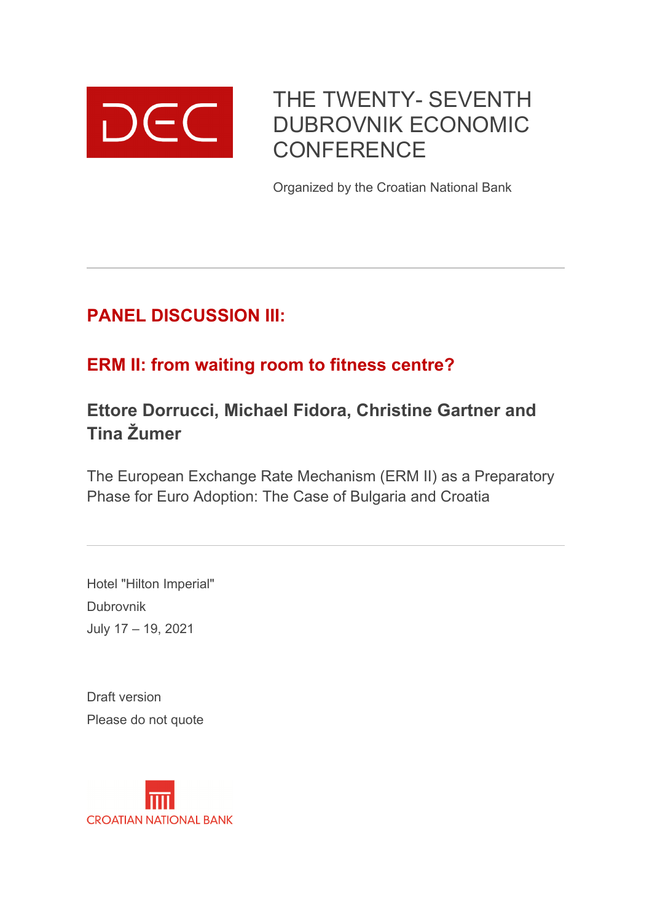DEC

# THE TWENTY- SEVENTH DUBROVNIK ECONOMIC CONFERENCE

Organized by the Croatian National Bank

---

## PANEL DISCUSSION III:

## ERM II: from waiting room to fitness centre?

### Ettore Dorrucci, Michael Fidora, Christine Gartner and Tina Žumer

The European Exchange Rate Mechanism (ERM II) as a Preparatory Phase for Euro Adoption: The Case of Bulgaria and Croatia

---

Hotel "Hilton Imperial"
Dubrovnik
July 17 – 19, 2021

Draft version
Please do not quote

CROATIAN NATIONAL BANK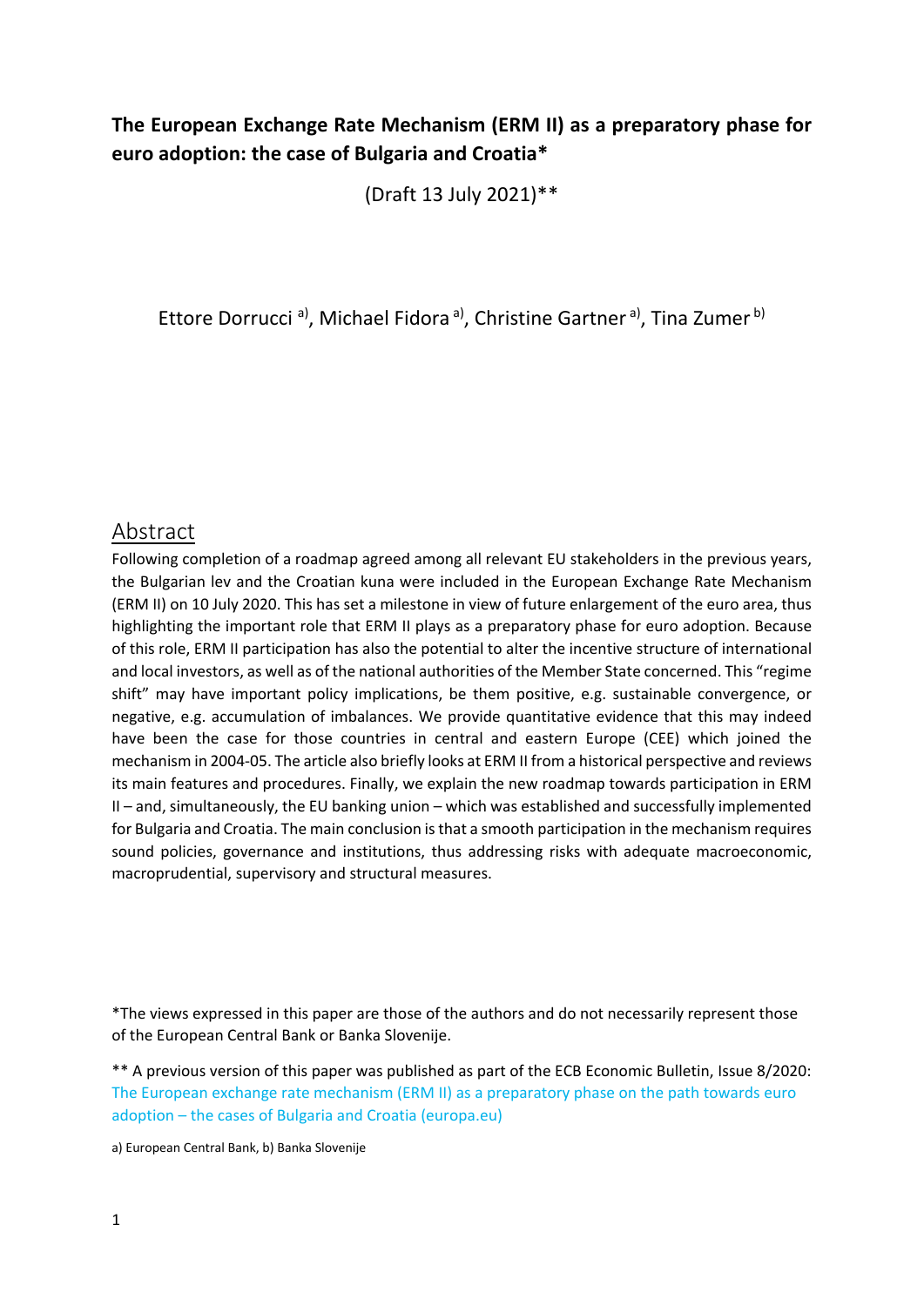**The European Exchange Rate Mechanism (ERM II) as a preparatory phase for euro adoption: the case of Bulgaria and Croatia***

(Draft 13 July 2021)**

Ettore Dorrucci [a)], Michael Fidora [a)], Christine Gartner [a)], Tina Zumer [b)]

## Abstract

Following completion of a roadmap agreed among all relevant EU stakeholders in the previous years, the Bulgarian lev and the Croatian kuna were included in the European Exchange Rate Mechanism (ERM II) on 10 July 2020. This has set a milestone in view of future enlargement of the euro area, thus highlighting the important role that ERM II plays as a preparatory phase for euro adoption. Because of this role, ERM II participation has also the potential to alter the incentive structure of international and local investors, as well as of the national authorities of the Member State concerned. This "regime shift" may have important policy implications, be them positive, e.g. sustainable convergence, or negative, e.g. accumulation of imbalances. We provide quantitative evidence that this may indeed have been the case for those countries in central and eastern Europe (CEE) which joined the mechanism in 2004-05. The article also briefly looks at ERM II from a historical perspective and reviews its main features and procedures. Finally, we explain the new roadmap towards participation in ERM II – and, simultaneously, the EU banking union – which was established and successfully implemented for Bulgaria and Croatia. The main conclusion is that a smooth participation in the mechanism requires sound policies, governance and institutions, thus addressing risks with adequate macroeconomic, macroprudential, supervisory and structural measures.

*The views expressed in this paper are those of the authors and do not necessarily represent those of the European Central Bank or Banka Slovenije.

** A previous version of this paper was published as part of the ECB Economic Bulletin, Issue 8/2020: The European exchange rate mechanism (ERM II) as a preparatory phase on the path towards euro adoption – the cases of Bulgaria and Croatia (europa.eu)

a) European Central Bank, b) Banka Slovenije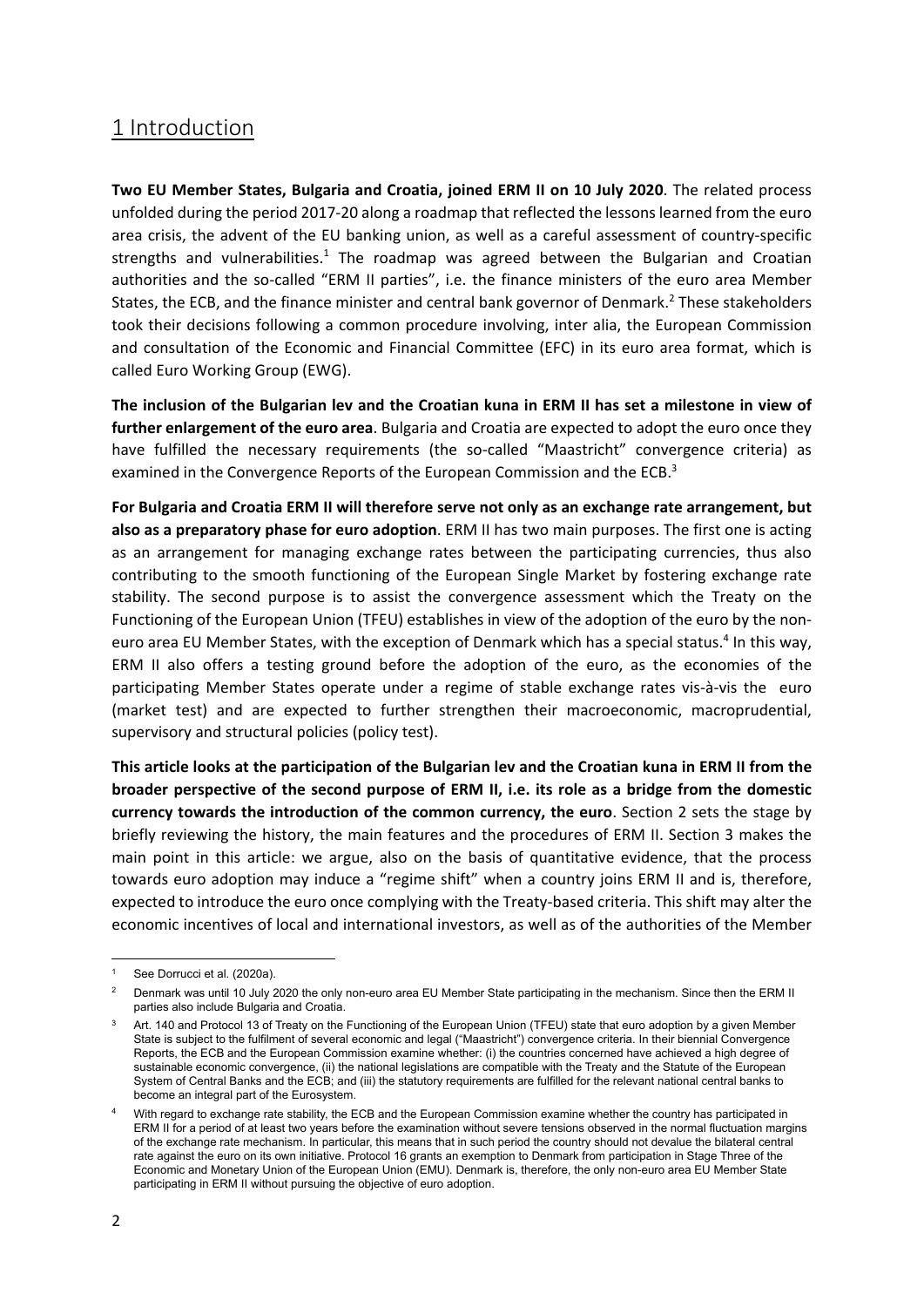# 1 Introduction

**Two EU Member States, Bulgaria and Croatia, joined ERM II on 10 July 2020**. The related process unfolded during the period 2017-20 along a roadmap that reflected the lessons learned from the euro area crisis, the advent of the EU banking union, as well as a careful assessment of country-specific strengths and vulnerabilities.[1] The roadmap was agreed between the Bulgarian and Croatian authorities and the so-called "ERM II parties", i.e. the finance ministers of the euro area Member States, the ECB, and the finance minister and central bank governor of Denmark.[2] These stakeholders took their decisions following a common procedure involving, inter alia, the European Commission and consultation of the Economic and Financial Committee (EFC) in its euro area format, which is called Euro Working Group (EWG).

**The inclusion of the Bulgarian lev and the Croatian kuna in ERM II has set a milestone in view of further enlargement of the euro area**. Bulgaria and Croatia are expected to adopt the euro once they have fulfilled the necessary requirements (the so-called "Maastricht" convergence criteria) as examined in the Convergence Reports of the European Commission and the ECB.[3]

**For Bulgaria and Croatia ERM II will therefore serve not only as an exchange rate arrangement, but also as a preparatory phase for euro adoption**. ERM II has two main purposes. The first one is acting as an arrangement for managing exchange rates between the participating currencies, thus also contributing to the smooth functioning of the European Single Market by fostering exchange rate stability. The second purpose is to assist the convergence assessment which the Treaty on the Functioning of the European Union (TFEU) establishes in view of the adoption of the euro by the non-euro area EU Member States, with the exception of Denmark which has a special status.[4] In this way, ERM II also offers a testing ground before the adoption of the euro, as the economies of the participating Member States operate under a regime of stable exchange rates vis-à-vis the euro (market test) and are expected to further strengthen their macroeconomic, macroprudential, supervisory and structural policies (policy test).

**This article looks at the participation of the Bulgarian lev and the Croatian kuna in ERM II from the broader perspective of the second purpose of ERM II, i.e. its role as a bridge from the domestic currency towards the introduction of the common currency, the euro**. Section 2 sets the stage by briefly reviewing the history, the main features and the procedures of ERM II. Section 3 makes the main point in this article: we argue, also on the basis of quantitative evidence, that the process towards euro adoption may induce a "regime shift" when a country joins ERM II and is, therefore, expected to introduce the euro once complying with the Treaty-based criteria. This shift may alter the economic incentives of local and international investors, as well as of the authorities of the Member

---

[1] See Dorrucci et al. (2020a).

[2] Denmark was until 10 July 2020 the only non-euro area EU Member State participating in the mechanism. Since then the ERM II parties also include Bulgaria and Croatia.

[3] Art. 140 and Protocol 13 of Treaty on the Functioning of the European Union (TFEU) state that euro adoption by a given Member State is subject to the fulfilment of several economic and legal ("Maastricht") convergence criteria. In their biennial Convergence Reports, the ECB and the European Commission examine whether: (i) the countries concerned have achieved a high degree of sustainable economic convergence, (ii) the national legislations are compatible with the Treaty and the Statute of the European System of Central Banks and the ECB; and (iii) the statutory requirements are fulfilled for the relevant national central banks to become an integral part of the Eurosystem.

[4] With regard to exchange rate stability, the ECB and the European Commission examine whether the country has participated in ERM II for a period of at least two years before the examination without severe tensions observed in the normal fluctuation margins of the exchange rate mechanism. In particular, this means that in such period the country should not devalue the bilateral central rate against the euro on its own initiative. Protocol 16 grants an exemption to Denmark from participation in Stage Three of the Economic and Monetary Union of the European Union (EMU). Denmark is, therefore, the only non-euro area EU Member State participating in ERM II without pursuing the objective of euro adoption.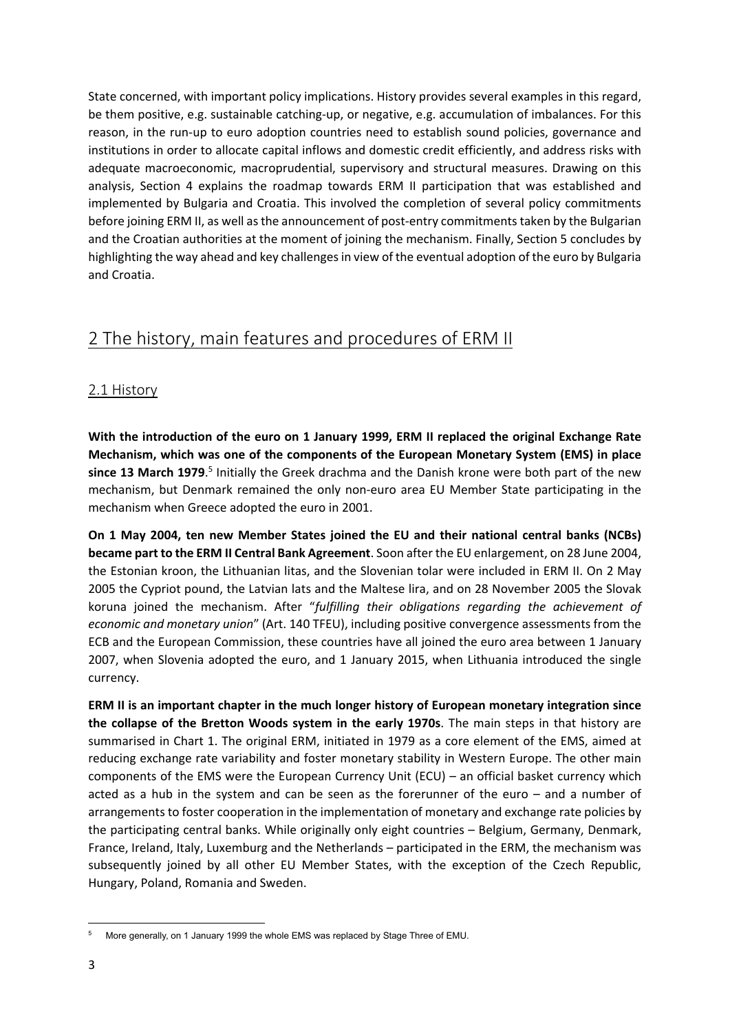State concerned, with important policy implications. History provides several examples in this regard, be them positive, e.g. sustainable catching-up, or negative, e.g. accumulation of imbalances. For this reason, in the run-up to euro adoption countries need to establish sound policies, governance and institutions in order to allocate capital inflows and domestic credit efficiently, and address risks with adequate macroeconomic, macroprudential, supervisory and structural measures. Drawing on this analysis, Section 4 explains the roadmap towards ERM II participation that was established and implemented by Bulgaria and Croatia. This involved the completion of several policy commitments before joining ERM II, as well as the announcement of post-entry commitments taken by the Bulgarian and the Croatian authorities at the moment of joining the mechanism. Finally, Section 5 concludes by highlighting the way ahead and key challenges in view of the eventual adoption of the euro by Bulgaria and Croatia.

## 2 The history, main features and procedures of ERM II

### 2.1 History

**With the introduction of the euro on 1 January 1999, ERM II replaced the original Exchange Rate Mechanism, which was one of the components of the European Monetary System (EMS) in place since 13 March 1979**.[5] Initially the Greek drachma and the Danish krone were both part of the new mechanism, but Denmark remained the only non-euro area EU Member State participating in the mechanism when Greece adopted the euro in 2001.

**On 1 May 2004, ten new Member States joined the EU and their national central banks (NCBs) became part to the ERM II Central Bank Agreement**. Soon after the EU enlargement, on 28 June 2004, the Estonian kroon, the Lithuanian litas, and the Slovenian tolar were included in ERM II. On 2 May 2005 the Cypriot pound, the Latvian lats and the Maltese lira, and on 28 November 2005 the Slovak koruna joined the mechanism. After "*fulfilling their obligations regarding the achievement of economic and monetary union*" (Art. 140 TFEU), including positive convergence assessments from the ECB and the European Commission, these countries have all joined the euro area between 1 January 2007, when Slovenia adopted the euro, and 1 January 2015, when Lithuania introduced the single currency.

**ERM II is an important chapter in the much longer history of European monetary integration since the collapse of the Bretton Woods system in the early 1970s**. The main steps in that history are summarised in Chart 1. The original ERM, initiated in 1979 as a core element of the EMS, aimed at reducing exchange rate variability and foster monetary stability in Western Europe. The other main components of the EMS were the European Currency Unit (ECU) – an official basket currency which acted as a hub in the system and can be seen as the forerunner of the euro – and a number of arrangements to foster cooperation in the implementation of monetary and exchange rate policies by the participating central banks. While originally only eight countries – Belgium, Germany, Denmark, France, Ireland, Italy, Luxemburg and the Netherlands – participated in the ERM, the mechanism was subsequently joined by all other EU Member States, with the exception of the Czech Republic, Hungary, Poland, Romania and Sweden.

[5] More generally, on 1 January 1999 the whole EMS was replaced by Stage Three of EMU.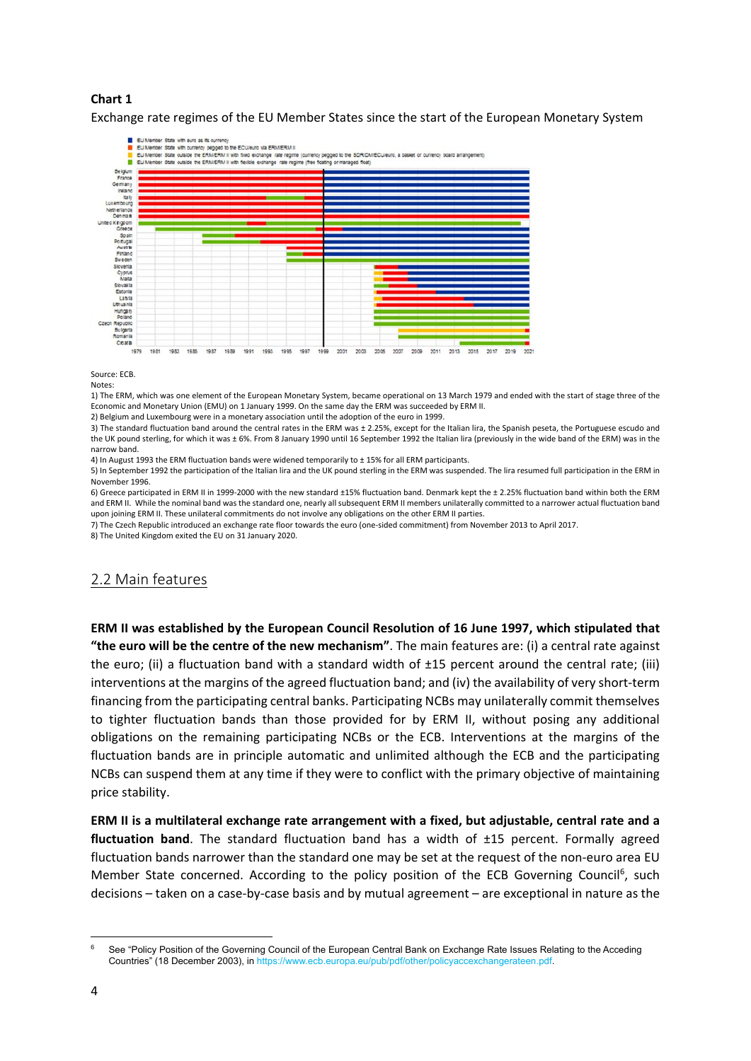**Chart 1**

Exchange rate regimes of the EU Member States since the start of the European Monetary System

Source: ECB.

Notes:

1) The ERM, which was one element of the European Monetary System, became operational on 13 March 1979 and ended with the start of stage three of the Economic and Monetary Union (EMU) on 1 January 1999. On the same day the ERM was succeeded by ERM II.

2) Belgium and Luxembourg were in a monetary association until the adoption of the euro in 1999.

3) The standard fluctuation band around the central rates in the ERM was ± 2.25%, except for the Italian lira, the Spanish peseta, the Portuguese escudo and the UK pound sterling, for which it was ± 6%. From 8 January 1990 until 16 September 1992 the Italian lira (previously in the wide band of the ERM) was in the narrow band.

4) In August 1993 the ERM fluctuation bands were widened temporarily to ± 15% for all ERM participants.

5) In September 1992 the participation of the Italian lira and the UK pound sterling in the ERM was suspended. The lira resumed full participation in the ERM in November 1996.

6) Greece participated in ERM II in 1999-2000 with the new standard ±15% fluctuation band. Denmark kept the ± 2.25% fluctuation band within both the ERM and ERM II. While the nominal band was the standard one, nearly all subsequent ERM II members unilaterally committed to a narrower actual fluctuation band upon joining ERM II. These unilateral commitments do not involve any obligations on the other ERM II parties.

7) The Czech Republic introduced an exchange rate floor towards the euro (one-sided commitment) from November 2013 to April 2017.

8) The United Kingdom exited the EU on 31 January 2020.

## 2.2 Main features

**ERM II was established by the European Council Resolution of 16 June 1997, which stipulated that "the euro will be the centre of the new mechanism".** The main features are: (i) a central rate against the euro; (ii) a fluctuation band with a standard width of ±15 percent around the central rate; (iii) interventions at the margins of the agreed fluctuation band; and (iv) the availability of very short-term financing from the participating central banks. Participating NCBs may unilaterally commit themselves to tighter fluctuation bands than those provided for by ERM II, without posing any additional obligations on the remaining participating NCBs or the ECB. Interventions at the margins of the fluctuation bands are in principle automatic and unlimited although the ECB and the participating NCBs can suspend them at any time if they were to conflict with the primary objective of maintaining price stability.

**ERM II is a multilateral exchange rate arrangement with a fixed, but adjustable, central rate and a fluctuation band**. The standard fluctuation band has a width of ±15 percent. Formally agreed fluctuation bands narrower than the standard one may be set at the request of the non-euro area EU Member State concerned. According to the policy position of the ECB Governing Council[6], such decisions – taken on a case-by-case basis and by mutual agreement – are exceptional in nature as the

[6] See "Policy Position of the Governing Council of the European Central Bank on Exchange Rate Issues Relating to the Acceding Countries" (18 December 2003), in https://www.ecb.europa.eu/pub/pdf/other/policyaccexchangerateen.pdf.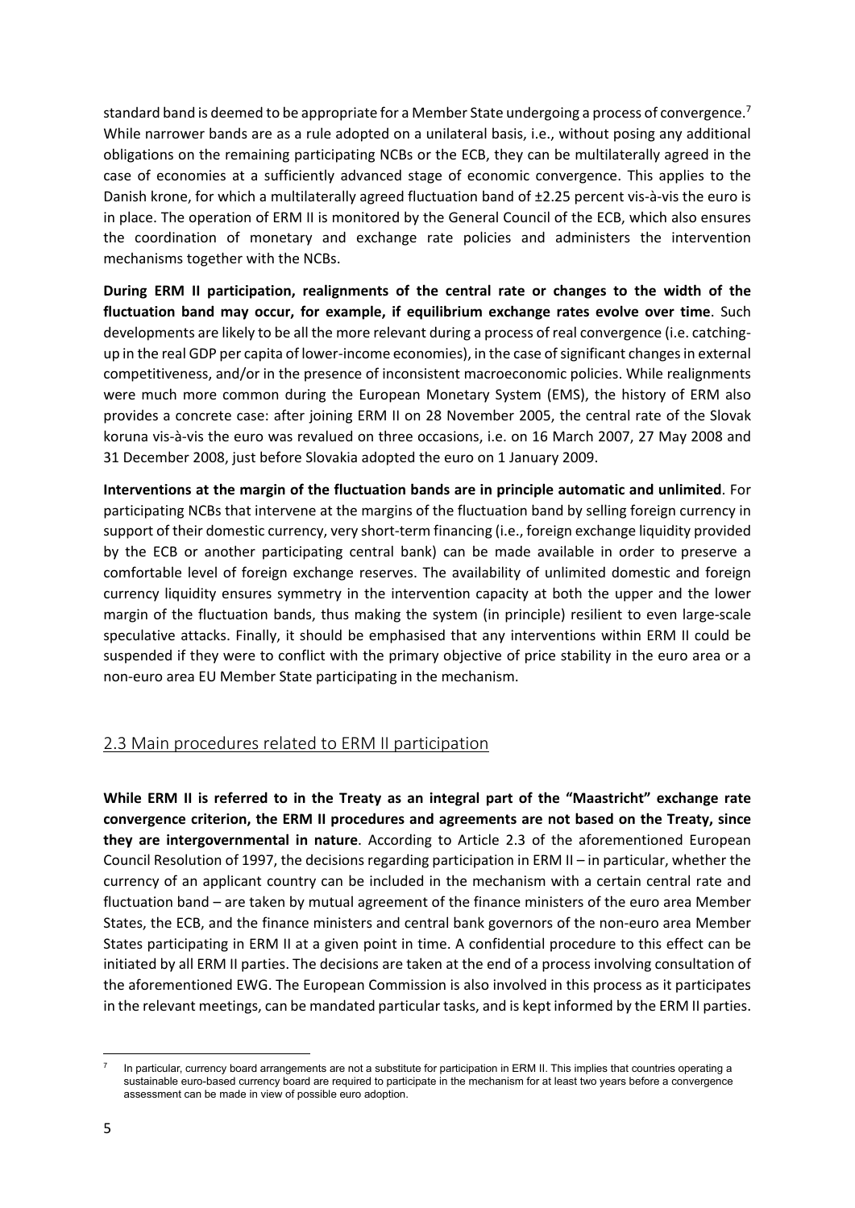standard band is deemed to be appropriate for a Member State undergoing a process of convergence.[7] While narrower bands are as a rule adopted on a unilateral basis, i.e., without posing any additional obligations on the remaining participating NCBs or the ECB, they can be multilaterally agreed in the case of economies at a sufficiently advanced stage of economic convergence. This applies to the Danish krone, for which a multilaterally agreed fluctuation band of ±2.25 percent vis-à-vis the euro is in place. The operation of ERM II is monitored by the General Council of the ECB, which also ensures the coordination of monetary and exchange rate policies and administers the intervention mechanisms together with the NCBs.

**During ERM II participation, realignments of the central rate or changes to the width of the fluctuation band may occur, for example, if equilibrium exchange rates evolve over time**. Such developments are likely to be all the more relevant during a process of real convergence (i.e. catching-up in the real GDP per capita of lower-income economies), in the case of significant changes in external competitiveness, and/or in the presence of inconsistent macroeconomic policies. While realignments were much more common during the European Monetary System (EMS), the history of ERM also provides a concrete case: after joining ERM II on 28 November 2005, the central rate of the Slovak koruna vis-à-vis the euro was revalued on three occasions, i.e. on 16 March 2007, 27 May 2008 and 31 December 2008, just before Slovakia adopted the euro on 1 January 2009.

**Interventions at the margin of the fluctuation bands are in principle automatic and unlimited**. For participating NCBs that intervene at the margins of the fluctuation band by selling foreign currency in support of their domestic currency, very short-term financing (i.e., foreign exchange liquidity provided by the ECB or another participating central bank) can be made available in order to preserve a comfortable level of foreign exchange reserves. The availability of unlimited domestic and foreign currency liquidity ensures symmetry in the intervention capacity at both the upper and the lower margin of the fluctuation bands, thus making the system (in principle) resilient to even large-scale speculative attacks. Finally, it should be emphasised that any interventions within ERM II could be suspended if they were to conflict with the primary objective of price stability in the euro area or a non-euro area EU Member State participating in the mechanism.

## 2.3 Main procedures related to ERM II participation

**While ERM II is referred to in the Treaty as an integral part of the "Maastricht" exchange rate convergence criterion, the ERM II procedures and agreements are not based on the Treaty, since they are intergovernmental in nature**. According to Article 2.3 of the aforementioned European Council Resolution of 1997, the decisions regarding participation in ERM II – in particular, whether the currency of an applicant country can be included in the mechanism with a certain central rate and fluctuation band – are taken by mutual agreement of the finance ministers of the euro area Member States, the ECB, and the finance ministers and central bank governors of the non-euro area Member States participating in ERM II at a given point in time. A confidential procedure to this effect can be initiated by all ERM II parties. The decisions are taken at the end of a process involving consultation of the aforementioned EWG. The European Commission is also involved in this process as it participates in the relevant meetings, can be mandated particular tasks, and is kept informed by the ERM II parties.

[7] In particular, currency board arrangements are not a substitute for participation in ERM II. This implies that countries operating a sustainable euro-based currency board are required to participate in the mechanism for at least two years before a convergence assessment can be made in view of possible euro adoption.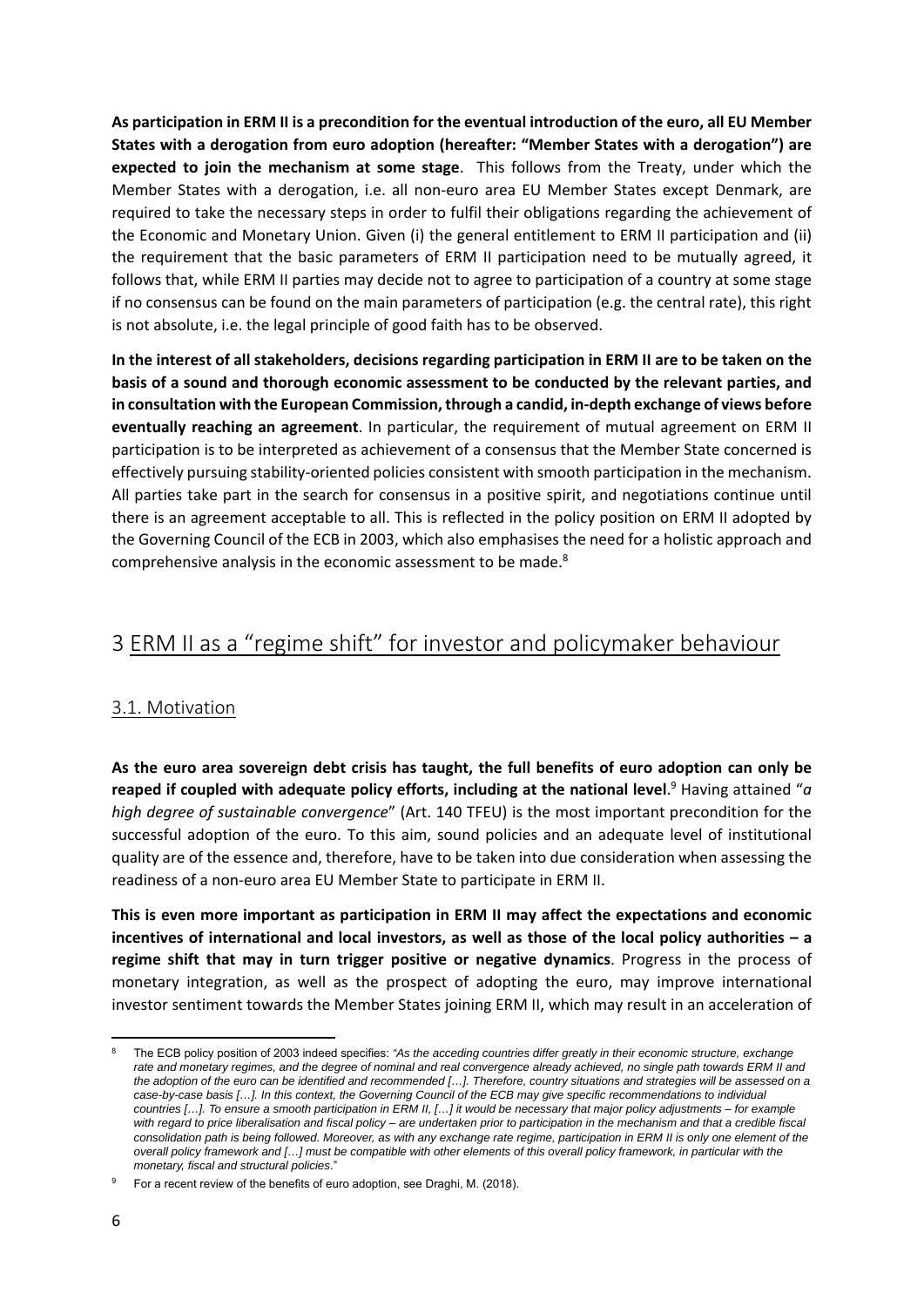**As participation in ERM II is a precondition for the eventual introduction of the euro, all EU Member States with a derogation from euro adoption (hereafter: "Member States with a derogation") are expected to join the mechanism at some stage**. This follows from the Treaty, under which the Member States with a derogation, i.e. all non-euro area EU Member States except Denmark, are required to take the necessary steps in order to fulfil their obligations regarding the achievement of the Economic and Monetary Union. Given (i) the general entitlement to ERM II participation and (ii) the requirement that the basic parameters of ERM II participation need to be mutually agreed, it follows that, while ERM II parties may decide not to agree to participation of a country at some stage if no consensus can be found on the main parameters of participation (e.g. the central rate), this right is not absolute, i.e. the legal principle of good faith has to be observed.

**In the interest of all stakeholders, decisions regarding participation in ERM II are to be taken on the basis of a sound and thorough economic assessment to be conducted by the relevant parties, and in consultation with the European Commission, through a candid, in-depth exchange of views before eventually reaching an agreement**. In particular, the requirement of mutual agreement on ERM II participation is to be interpreted as achievement of a consensus that the Member State concerned is effectively pursuing stability-oriented policies consistent with smooth participation in the mechanism. All parties take part in the search for consensus in a positive spirit, and negotiations continue until there is an agreement acceptable to all. This is reflected in the policy position on ERM II adopted by the Governing Council of the ECB in 2003, which also emphasises the need for a holistic approach and comprehensive analysis in the economic assessment to be made.[8]

# 3 ERM II as a "regime shift" for investor and policymaker behaviour

## 3.1. Motivation

**As the euro area sovereign debt crisis has taught, the full benefits of euro adoption can only be reaped if coupled with adequate policy efforts, including at the national level**.[9] Having attained "*a high degree of sustainable convergence*" (Art. 140 TFEU) is the most important precondition for the successful adoption of the euro. To this aim, sound policies and an adequate level of institutional quality are of the essence and, therefore, have to be taken into due consideration when assessing the readiness of a non-euro area EU Member State to participate in ERM II.

**This is even more important as participation in ERM II may affect the expectations and economic incentives of international and local investors, as well as those of the local policy authorities – a regime shift that may in turn trigger positive or negative dynamics**. Progress in the process of monetary integration, as well as the prospect of adopting the euro, may improve international investor sentiment towards the Member States joining ERM II, which may result in an acceleration of

---

[8] The ECB policy position of 2003 indeed specifies: "*As the acceding countries differ greatly in their economic structure, exchange rate and monetary regimes, and the degree of nominal and real convergence already achieved, no single path towards ERM II and the adoption of the euro can be identified and recommended […]. Therefore, country situations and strategies will be assessed on a case-by-case basis […]. In this context, the Governing Council of the ECB may give specific recommendations to individual countries […]. To ensure a smooth participation in ERM II, […] it would be necessary that major policy adjustments – for example with regard to price liberalisation and fiscal policy – are undertaken prior to participation in the mechanism and that a credible fiscal consolidation path is being followed. Moreover, as with any exchange rate regime, participation in ERM II is only one element of the overall policy framework and […] must be compatible with other elements of this overall policy framework, in particular with the monetary, fiscal and structural policies*."

[9] For a recent review of the benefits of euro adoption, see Draghi, M. (2018).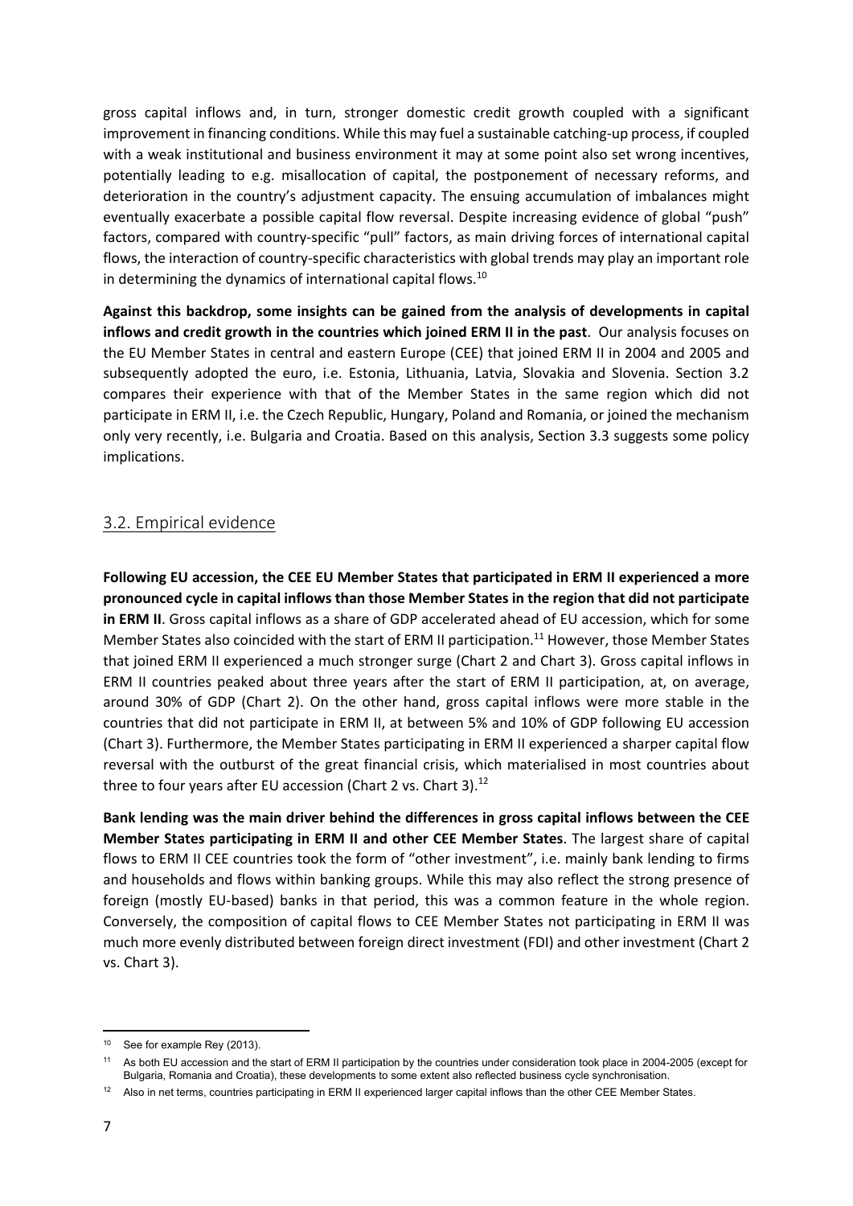gross capital inflows and, in turn, stronger domestic credit growth coupled with a significant improvement in financing conditions. While this may fuel a sustainable catching-up process, if coupled with a weak institutional and business environment it may at some point also set wrong incentives, potentially leading to e.g. misallocation of capital, the postponement of necessary reforms, and deterioration in the country's adjustment capacity. The ensuing accumulation of imbalances might eventually exacerbate a possible capital flow reversal. Despite increasing evidence of global "push" factors, compared with country-specific "pull" factors, as main driving forces of international capital flows, the interaction of country-specific characteristics with global trends may play an important role in determining the dynamics of international capital flows.[10]

**Against this backdrop, some insights can be gained from the analysis of developments in capital inflows and credit growth in the countries which joined ERM II in the past**. Our analysis focuses on the EU Member States in central and eastern Europe (CEE) that joined ERM II in 2004 and 2005 and subsequently adopted the euro, i.e. Estonia, Lithuania, Latvia, Slovakia and Slovenia. Section 3.2 compares their experience with that of the Member States in the same region which did not participate in ERM II, i.e. the Czech Republic, Hungary, Poland and Romania, or joined the mechanism only very recently, i.e. Bulgaria and Croatia. Based on this analysis, Section 3.3 suggests some policy implications.

## 3.2. Empirical evidence

**Following EU accession, the CEE EU Member States that participated in ERM II experienced a more pronounced cycle in capital inflows than those Member States in the region that did not participate in ERM II**. Gross capital inflows as a share of GDP accelerated ahead of EU accession, which for some Member States also coincided with the start of ERM II participation.[11] However, those Member States that joined ERM II experienced a much stronger surge (Chart 2 and Chart 3). Gross capital inflows in ERM II countries peaked about three years after the start of ERM II participation, at, on average, around 30% of GDP (Chart 2). On the other hand, gross capital inflows were more stable in the countries that did not participate in ERM II, at between 5% and 10% of GDP following EU accession (Chart 3). Furthermore, the Member States participating in ERM II experienced a sharper capital flow reversal with the outburst of the great financial crisis, which materialised in most countries about three to four years after EU accession (Chart 2 vs. Chart 3).[12]

**Bank lending was the main driver behind the differences in gross capital inflows between the CEE Member States participating in ERM II and other CEE Member States**. The largest share of capital flows to ERM II CEE countries took the form of "other investment", i.e. mainly bank lending to firms and households and flows within banking groups. While this may also reflect the strong presence of foreign (mostly EU-based) banks in that period, this was a common feature in the whole region. Conversely, the composition of capital flows to CEE Member States not participating in ERM II was much more evenly distributed between foreign direct investment (FDI) and other investment (Chart 2 vs. Chart 3).

[10] See for example Rey (2013).

[11] As both EU accession and the start of ERM II participation by the countries under consideration took place in 2004-2005 (except for Bulgaria, Romania and Croatia), these developments to some extent also reflected business cycle synchronisation.

[12] Also in net terms, countries participating in ERM II experienced larger capital inflows than the other CEE Member States.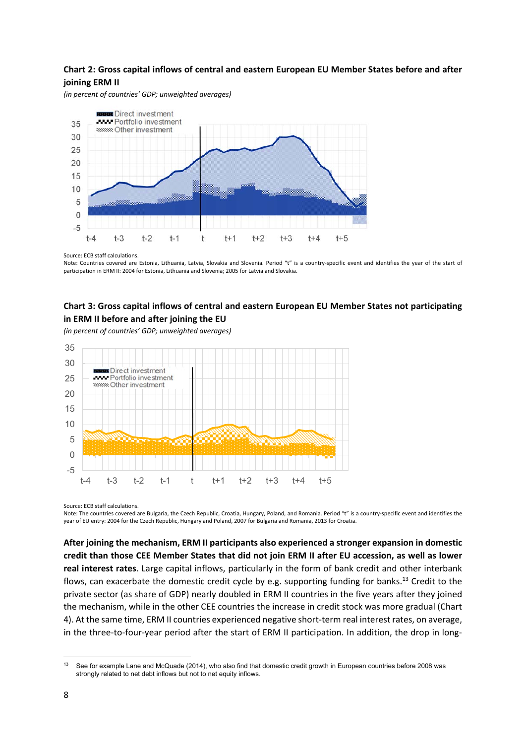**Chart 2: Gross capital inflows of central and eastern European EU Member States before and after joining ERM II**

*(in percent of countries' GDP; unweighted averages)*

Source: ECB staff calculations.
Note: Countries covered are Estonia, Lithuania, Latvia, Slovakia and Slovenia. Period "t" is a country-specific event and identifies the year of the start of participation in ERM II: 2004 for Estonia, Lithuania and Slovenia; 2005 for Latvia and Slovakia.

**Chart 3: Gross capital inflows of central and eastern European EU Member States not participating in ERM II before and after joining the EU**

*(in percent of countries' GDP; unweighted averages)*

Source: ECB staff calculations.
Note: The countries covered are Bulgaria, the Czech Republic, Croatia, Hungary, Poland, and Romania. Period "t" is a country-specific event and identifies the year of EU entry: 2004 for the Czech Republic, Hungary and Poland, 2007 for Bulgaria and Romania, 2013 for Croatia.

**After joining the mechanism, ERM II participants also experienced a stronger expansion in domestic credit than those CEE Member States that did not join ERM II after EU accession, as well as lower real interest rates**. Large capital inflows, particularly in the form of bank credit and other interbank flows, can exacerbate the domestic credit cycle by e.g. supporting funding for banks.[13] Credit to the private sector (as share of GDP) nearly doubled in ERM II countries in the five years after they joined the mechanism, while in the other CEE countries the increase in credit stock was more gradual (Chart 4). At the same time, ERM II countries experienced negative short-term real interest rates, on average, in the three-to-four-year period after the start of ERM II participation. In addition, the drop in long-

[13] See for example Lane and McQuade (2014), who also find that domestic credit growth in European countries before 2008 was strongly related to net debt inflows but not to net equity inflows.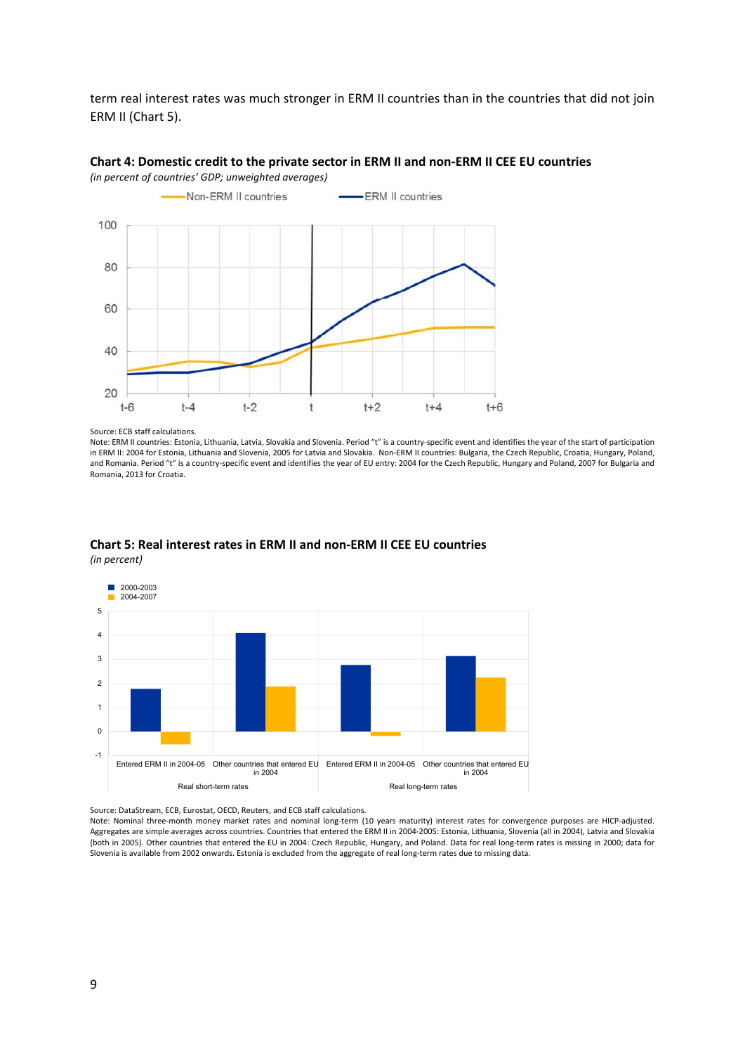term real interest rates was much stronger in ERM II countries than in the countries that did not join ERM II (Chart 5).

**Chart 4: Domestic credit to the private sector in ERM II and non-ERM II CEE EU countries**

*(in percent of countries' GDP; unweighted averages)*

Source: ECB staff calculations.

Note: ERM II countries: Estonia, Lithuania, Latvia, Slovakia and Slovenia. Period "t" is a country-specific event and identifies the year of the start of participation in ERM II: 2004 for Estonia, Lithuania and Slovenia, 2005 for Latvia and Slovakia. Non-ERM II countries: Bulgaria, the Czech Republic, Croatia, Hungary, Poland, and Romania. Period "t" is a country-specific event and identifies the year of EU entry: 2004 for the Czech Republic, Hungary and Poland, 2007 for Bulgaria and Romania, 2013 for Croatia.

**Chart 5: Real interest rates in ERM II and non-ERM II CEE EU countries**

*(in percent)*

Source: DataStream, ECB, Eurostat, OECD, Reuters, and ECB staff calculations.

Note: Nominal three-month money market rates and nominal long-term (10 years maturity) interest rates for convergence purposes are HICP-adjusted. Aggregates are simple averages across countries. Countries that entered the ERM II in 2004-2005: Estonia, Lithuania, Slovenia (all in 2004), Latvia and Slovakia (both in 2005). Other countries that entered the EU in 2004: Czech Republic, Hungary, and Poland. Data for real long-term rates is missing in 2000; data for Slovenia is available from 2002 onwards. Estonia is excluded from the aggregate of real long-term rates due to missing data.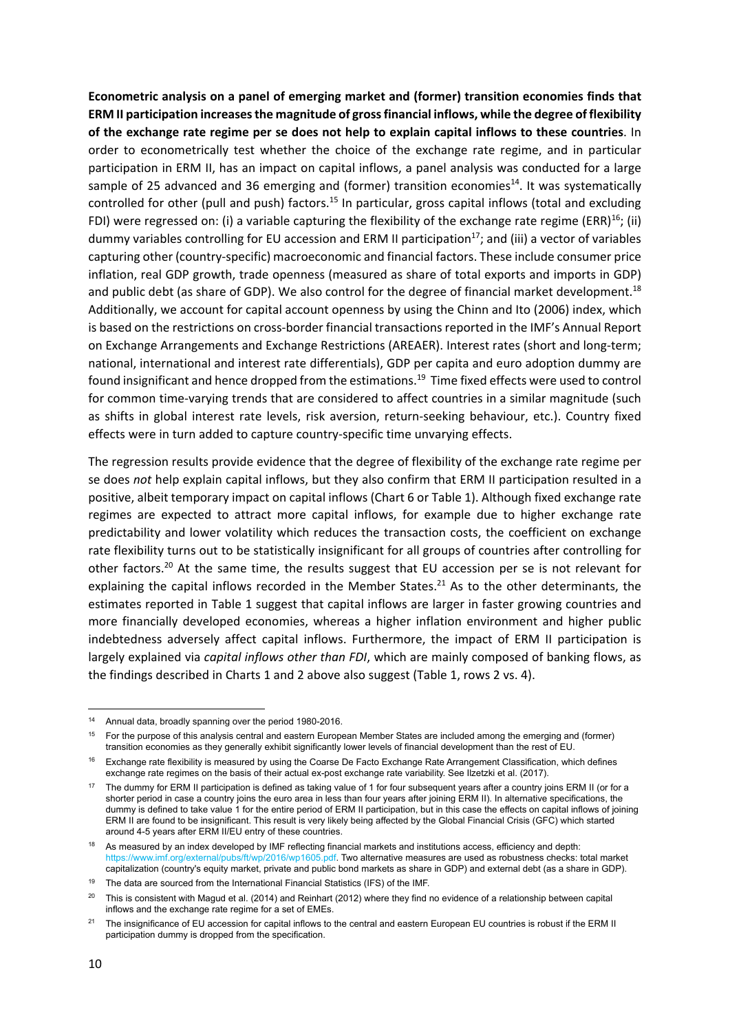**Econometric analysis on a panel of emerging market and (former) transition economies finds that ERM II participation increases the magnitude of gross financial inflows, while the degree of flexibility of the exchange rate regime per se does not help to explain capital inflows to these countries**. In order to econometrically test whether the choice of the exchange rate regime, and in particular participation in ERM II, has an impact on capital inflows, a panel analysis was conducted for a large sample of 25 advanced and 36 emerging and (former) transition economies[14]. It was systematically controlled for other (pull and push) factors.[15] In particular, gross capital inflows (total and excluding FDI) were regressed on: (i) a variable capturing the flexibility of the exchange rate regime (ERR)[16]; (ii) dummy variables controlling for EU accession and ERM II participation[17]; and (iii) a vector of variables capturing other (country-specific) macroeconomic and financial factors. These include consumer price inflation, real GDP growth, trade openness (measured as share of total exports and imports in GDP) and public debt (as share of GDP). We also control for the degree of financial market development.[18] Additionally, we account for capital account openness by using the Chinn and Ito (2006) index, which is based on the restrictions on cross-border financial transactions reported in the IMF's Annual Report on Exchange Arrangements and Exchange Restrictions (AREAER). Interest rates (short and long-term; national, international and interest rate differentials), GDP per capita and euro adoption dummy are found insignificant and hence dropped from the estimations.[19] Time fixed effects were used to control for common time-varying trends that are considered to affect countries in a similar magnitude (such as shifts in global interest rate levels, risk aversion, return-seeking behaviour, etc.). Country fixed effects were in turn added to capture country-specific time unvarying effects.

The regression results provide evidence that the degree of flexibility of the exchange rate regime per se does *not* help explain capital inflows, but they also confirm that ERM II participation resulted in a positive, albeit temporary impact on capital inflows (Chart 6 or Table 1). Although fixed exchange rate regimes are expected to attract more capital inflows, for example due to higher exchange rate predictability and lower volatility which reduces the transaction costs, the coefficient on exchange rate flexibility turns out to be statistically insignificant for all groups of countries after controlling for other factors.[20] At the same time, the results suggest that EU accession per se is not relevant for explaining the capital inflows recorded in the Member States.[21] As to the other determinants, the estimates reported in Table 1 suggest that capital inflows are larger in faster growing countries and more financially developed economies, whereas a higher inflation environment and higher public indebtedness adversely affect capital inflows. Furthermore, the impact of ERM II participation is largely explained via *capital inflows other than FDI*, which are mainly composed of banking flows, as the findings described in Charts 1 and 2 above also suggest (Table 1, rows 2 vs. 4).

---

[14] Annual data, broadly spanning over the period 1980-2016.

[15] For the purpose of this analysis central and eastern European Member States are included among the emerging and (former) transition economies as they generally exhibit significantly lower levels of financial development than the rest of EU.

[16] Exchange rate flexibility is measured by using the Coarse De Facto Exchange Rate Arrangement Classification, which defines exchange rate regimes on the basis of their actual ex-post exchange rate variability. See Ilzetzki et al. (2017).

[17] The dummy for ERM II participation is defined as taking value of 1 for four subsequent years after a country joins ERM II (or for a shorter period in case a country joins the euro area in less than four years after joining ERM II). In alternative specifications, the dummy is defined to take value 1 for the entire period of ERM II participation, but in this case the effects on capital inflows of joining ERM II are found to be insignificant. This result is very likely being affected by the Global Financial Crisis (GFC) which started around 4-5 years after ERM II/EU entry of these countries.

[18] As measured by an index developed by IMF reflecting financial markets and institutions access, efficiency and depth: https://www.imf.org/external/pubs/ft/wp/2016/wp1605.pdf. Two alternative measures are used as robustness checks: total market capitalization (country's equity market, private and public bond markets as share in GDP) and external debt (as a share in GDP).

[19] The data are sourced from the International Financial Statistics (IFS) of the IMF.

[20] This is consistent with Magud et al. (2014) and Reinhart (2012) where they find no evidence of a relationship between capital inflows and the exchange rate regime for a set of EMEs.

[21] The insignificance of EU accession for capital inflows to the central and eastern European EU countries is robust if the ERM II participation dummy is dropped from the specification.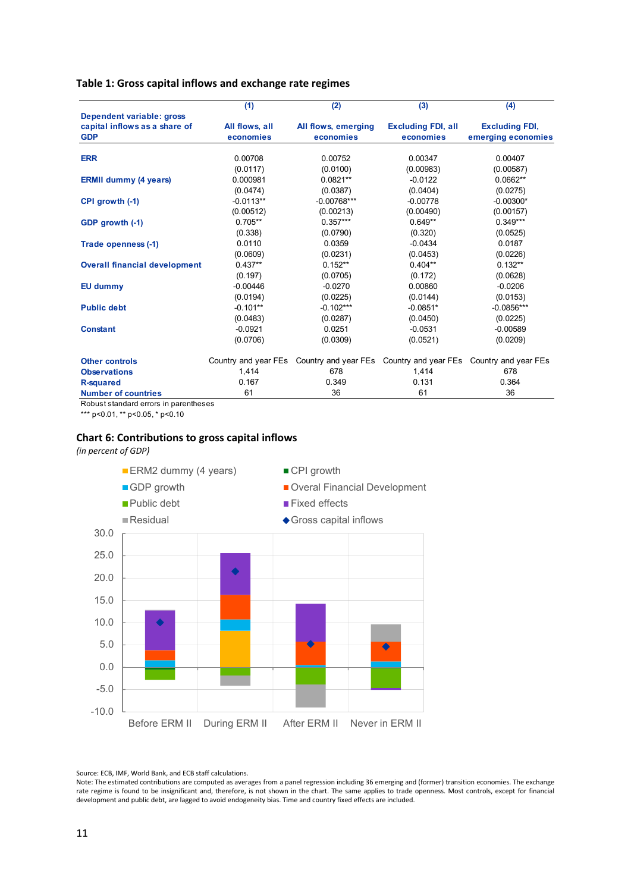**Table 1: Gross capital inflows and exchange rate regimes**

| Dependent variable: gross capital inflows as a share of GDP | (1) All flows, all economies | (2) All flows, emerging economies | (3) Excluding FDI, all economies | (4) Excluding FDI, emerging economies |
|---|---|---|---|---|
| ERR | 0.00708 | 0.00752 | 0.00347 | 0.00407 |
| | (0.0117) | (0.0100) | (0.00983) | (0.00587) |
| ERMII dummy (4 years) | 0.000981 | 0.0821** | -0.0122 | 0.0662** |
| | (0.0474) | (0.0387) | (0.0404) | (0.0275) |
| CPI growth (-1) | -0.0113** | -0.00768*** | -0.00778 | -0.00300* |
| | (0.00512) | (0.00213) | (0.00490) | (0.00157) |
| GDP growth (-1) | 0.705** | 0.357*** | 0.649** | 0.349*** |
| | (0.338) | (0.0790) | (0.320) | (0.0525) |
| Trade openness (-1) | 0.0110 | 0.0359 | -0.0434 | 0.0187 |
| | (0.0609) | (0.0231) | (0.0453) | (0.0226) |
| Overall financial development | 0.437** | 0.152** | 0.404** | 0.132** |
| | (0.197) | (0.0705) | (0.172) | (0.0628) |
| EU dummy | -0.00446 | -0.0270 | 0.00860 | -0.0206 |
| | (0.0194) | (0.0225) | (0.0144) | (0.0153) |
| Public debt | -0.101** | -0.102*** | -0.0851* | -0.0856*** |
| | (0.0483) | (0.0287) | (0.0450) | (0.0225) |
| Constant | -0.0921 | 0.0251 | -0.0531 | -0.00589 |
| | (0.0706) | (0.0309) | (0.0521) | (0.0209) |
| Other controls | Country and year FEs | Country and year FEs | Country and year FEs | Country and year FEs |
| Observations | 1,414 | 678 | 1,414 | 678 |
| R-squared | 0.167 | 0.349 | 0.131 | 0.364 |
| Number of countries | 61 | 36 | 61 | 36 |

Robust standard errors in parentheses
*** p<0.01, ** p<0.05, * p<0.10

**Chart 6: Contributions to gross capital inflows**

*(in percent of GDP)*

Source: ECB, IMF, World Bank, and ECB staff calculations.
Note: The estimated contributions are computed as averages from a panel regression including 36 emerging and (former) transition economies. The exchange rate regime is found to be insignificant and, therefore, is not shown in the chart. The same applies to trade openness. Most controls, except for financial development and public debt, are lagged to avoid endogeneity bias. Time and country fixed effects are included.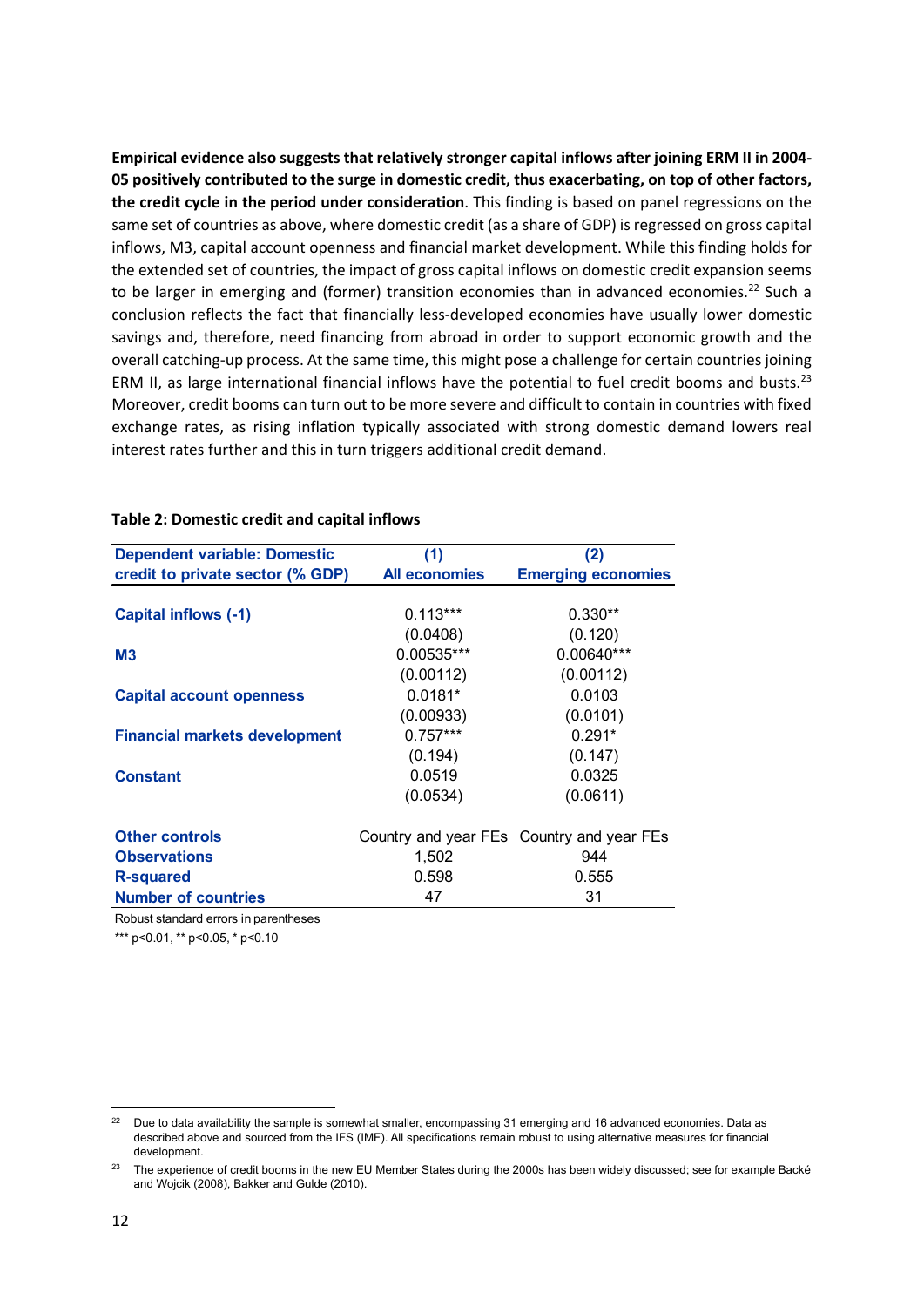**Empirical evidence also suggests that relatively stronger capital inflows after joining ERM II in 2004-05 positively contributed to the surge in domestic credit, thus exacerbating, on top of other factors, the credit cycle in the period under consideration**. This finding is based on panel regressions on the same set of countries as above, where domestic credit (as a share of GDP) is regressed on gross capital inflows, M3, capital account openness and financial market development. While this finding holds for the extended set of countries, the impact of gross capital inflows on domestic credit expansion seems to be larger in emerging and (former) transition economies than in advanced economies.[22] Such a conclusion reflects the fact that financially less-developed economies have usually lower domestic savings and, therefore, need financing from abroad in order to support economic growth and the overall catching-up process. At the same time, this might pose a challenge for certain countries joining ERM II, as large international financial inflows have the potential to fuel credit booms and busts.[23] Moreover, credit booms can turn out to be more severe and difficult to contain in countries with fixed exchange rates, as rising inflation typically associated with strong domestic demand lowers real interest rates further and this in turn triggers additional credit demand.

**Table 2: Domestic credit and capital inflows**

| Dependent variable: Domestic credit to private sector (% GDP) | (1) All economies | (2) Emerging economies |
|---|---|---|
| Capital inflows (-1) | 0.113*** | 0.330** |
| | (0.0408) | (0.120) |
| M3 | 0.00535*** | 0.00640*** |
| | (0.00112) | (0.00112) |
| Capital account openness | 0.0181* | 0.0103 |
| | (0.00933) | (0.0101) |
| Financial markets development | 0.757*** | 0.291* |
| | (0.194) | (0.147) |
| Constant | 0.0519 | 0.0325 |
| | (0.0534) | (0.0611) |
| Other controls | Country and year FEs | Country and year FEs |
| Observations | 1,502 | 944 |
| R-squared | 0.598 | 0.555 |
| Number of countries | 47 | 31 |

Robust standard errors in parentheses

*** p<0.01, ** p<0.05, * p<0.10

[22] Due to data availability the sample is somewhat smaller, encompassing 31 emerging and 16 advanced economies. Data as described above and sourced from the IFS (IMF). All specifications remain robust to using alternative measures for financial development.

[23] The experience of credit booms in the new EU Member States during the 2000s has been widely discussed; see for example Backé and Wojcik (2008), Bakker and Gulde (2010).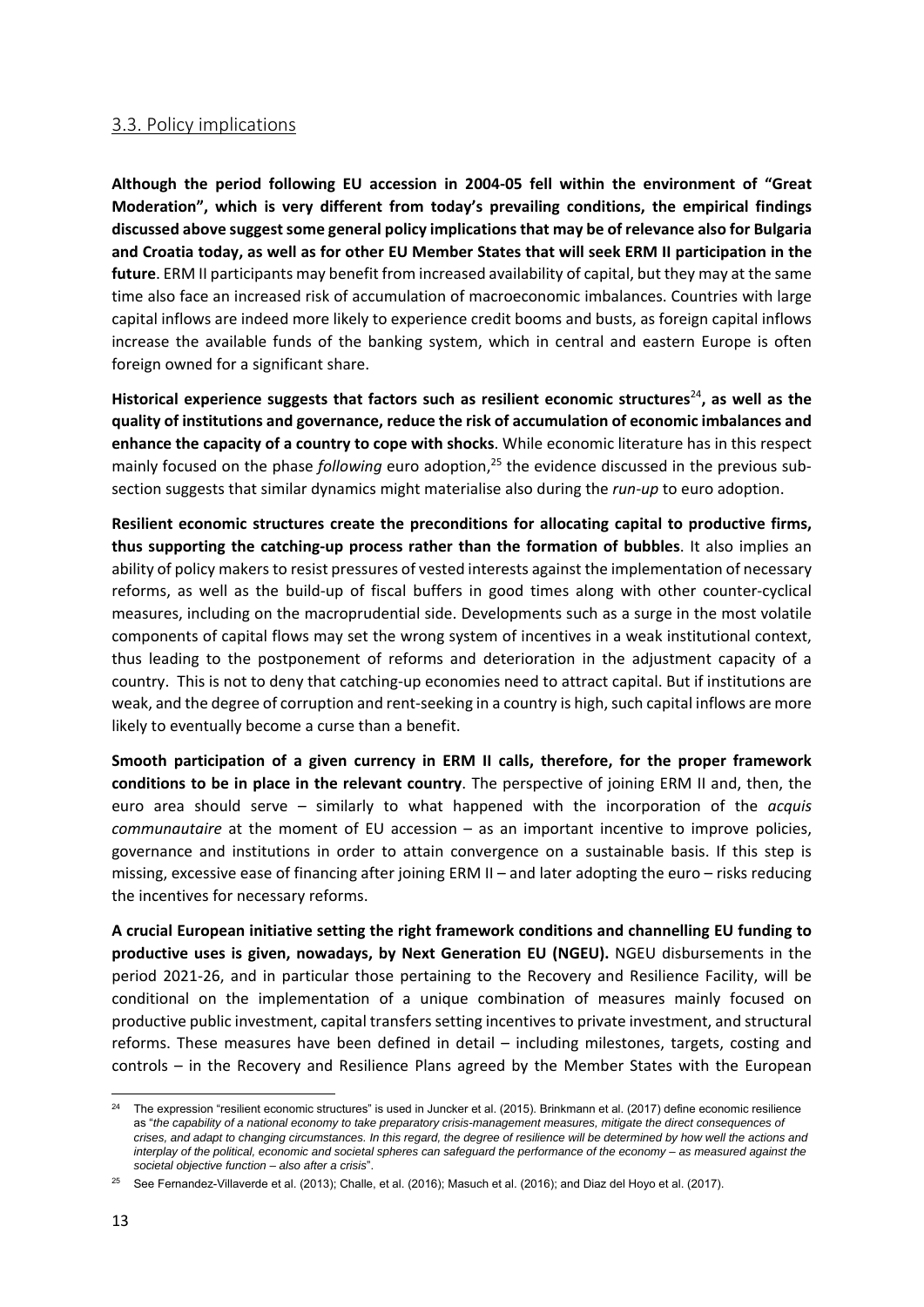### 3.3. Policy implications

**Although the period following EU accession in 2004-05 fell within the environment of "Great Moderation", which is very different from today's prevailing conditions, the empirical findings discussed above suggest some general policy implications that may be of relevance also for Bulgaria and Croatia today, as well as for other EU Member States that will seek ERM II participation in the future**. ERM II participants may benefit from increased availability of capital, but they may at the same time also face an increased risk of accumulation of macroeconomic imbalances. Countries with large capital inflows are indeed more likely to experience credit booms and busts, as foreign capital inflows increase the available funds of the banking system, which in central and eastern Europe is often foreign owned for a significant share.

**Historical experience suggests that factors such as resilient economic structures**[24]**, as well as the quality of institutions and governance, reduce the risk of accumulation of economic imbalances and enhance the capacity of a country to cope with shocks**. While economic literature has in this respect mainly focused on the phase *following* euro adoption,[25] the evidence discussed in the previous sub-section suggests that similar dynamics might materialise also during the *run-up* to euro adoption.

**Resilient economic structures create the preconditions for allocating capital to productive firms, thus supporting the catching-up process rather than the formation of bubbles**. It also implies an ability of policy makers to resist pressures of vested interests against the implementation of necessary reforms, as well as the build-up of fiscal buffers in good times along with other counter-cyclical measures, including on the macroprudential side. Developments such as a surge in the most volatile components of capital flows may set the wrong system of incentives in a weak institutional context, thus leading to the postponement of reforms and deterioration in the adjustment capacity of a country. This is not to deny that catching-up economies need to attract capital. But if institutions are weak, and the degree of corruption and rent-seeking in a country is high, such capital inflows are more likely to eventually become a curse than a benefit.

**Smooth participation of a given currency in ERM II calls, therefore, for the proper framework conditions to be in place in the relevant country**. The perspective of joining ERM II and, then, the euro area should serve – similarly to what happened with the incorporation of the *acquis communautaire* at the moment of EU accession – as an important incentive to improve policies, governance and institutions in order to attain convergence on a sustainable basis. If this step is missing, excessive ease of financing after joining ERM II – and later adopting the euro – risks reducing the incentives for necessary reforms.

**A crucial European initiative setting the right framework conditions and channelling EU funding to productive uses is given, nowadays, by Next Generation EU (NGEU).** NGEU disbursements in the period 2021-26, and in particular those pertaining to the Recovery and Resilience Facility, will be conditional on the implementation of a unique combination of measures mainly focused on productive public investment, capital transfers setting incentives to private investment, and structural reforms. These measures have been defined in detail – including milestones, targets, costing and controls – in the Recovery and Resilience Plans agreed by the Member States with the European

---

[24] The expression "resilient economic structures" is used in Juncker et al. (2015). Brinkmann et al. (2017) define economic resilience as "*the capability of a national economy to take preparatory crisis-management measures, mitigate the direct consequences of crises, and adapt to changing circumstances. In this regard, the degree of resilience will be determined by how well the actions and interplay of the political, economic and societal spheres can safeguard the performance of the economy – as measured against the societal objective function – also after a crisis*".

[25] See Fernandez-Villaverde et al. (2013); Challe, et al. (2016); Masuch et al. (2016); and Diaz del Hoyo et al. (2017).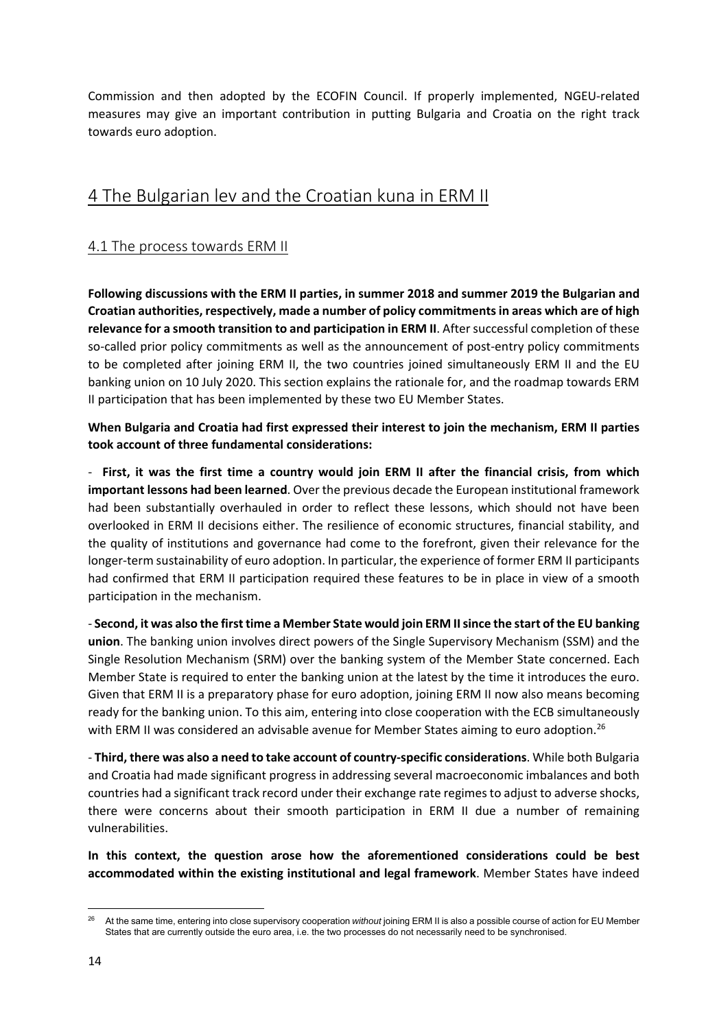Commission and then adopted by the ECOFIN Council. If properly implemented, NGEU-related measures may give an important contribution in putting Bulgaria and Croatia on the right track towards euro adoption.

# 4 The Bulgarian lev and the Croatian kuna in ERM II

## 4.1 The process towards ERM II

**Following discussions with the ERM II parties, in summer 2018 and summer 2019 the Bulgarian and Croatian authorities, respectively, made a number of policy commitments in areas which are of high relevance for a smooth transition to and participation in ERM II**. After successful completion of these so-called prior policy commitments as well as the announcement of post-entry policy commitments to be completed after joining ERM II, the two countries joined simultaneously ERM II and the EU banking union on 10 July 2020. This section explains the rationale for, and the roadmap towards ERM II participation that has been implemented by these two EU Member States.

**When Bulgaria and Croatia had first expressed their interest to join the mechanism, ERM II parties took account of three fundamental considerations:**

- **First, it was the first time a country would join ERM II after the financial crisis, from which important lessons had been learned**. Over the previous decade the European institutional framework had been substantially overhauled in order to reflect these lessons, which should not have been overlooked in ERM II decisions either. The resilience of economic structures, financial stability, and the quality of institutions and governance had come to the forefront, given their relevance for the longer-term sustainability of euro adoption. In particular, the experience of former ERM II participants had confirmed that ERM II participation required these features to be in place in view of a smooth participation in the mechanism.

- **Second, it was also the first time a Member State would join ERM II since the start of the EU banking union**. The banking union involves direct powers of the Single Supervisory Mechanism (SSM) and the Single Resolution Mechanism (SRM) over the banking system of the Member State concerned. Each Member State is required to enter the banking union at the latest by the time it introduces the euro. Given that ERM II is a preparatory phase for euro adoption, joining ERM II now also means becoming ready for the banking union. To this aim, entering into close cooperation with the ECB simultaneously with ERM II was considered an advisable avenue for Member States aiming to euro adoption.[26]

- **Third, there was also a need to take account of country-specific considerations**. While both Bulgaria and Croatia had made significant progress in addressing several macroeconomic imbalances and both countries had a significant track record under their exchange rate regimes to adjust to adverse shocks, there were concerns about their smooth participation in ERM II due a number of remaining vulnerabilities.

**In this context, the question arose how the aforementioned considerations could be best accommodated within the existing institutional and legal framework**. Member States have indeed

[26] At the same time, entering into close supervisory cooperation *without* joining ERM II is also a possible course of action for EU Member States that are currently outside the euro area, i.e. the two processes do not necessarily need to be synchronised.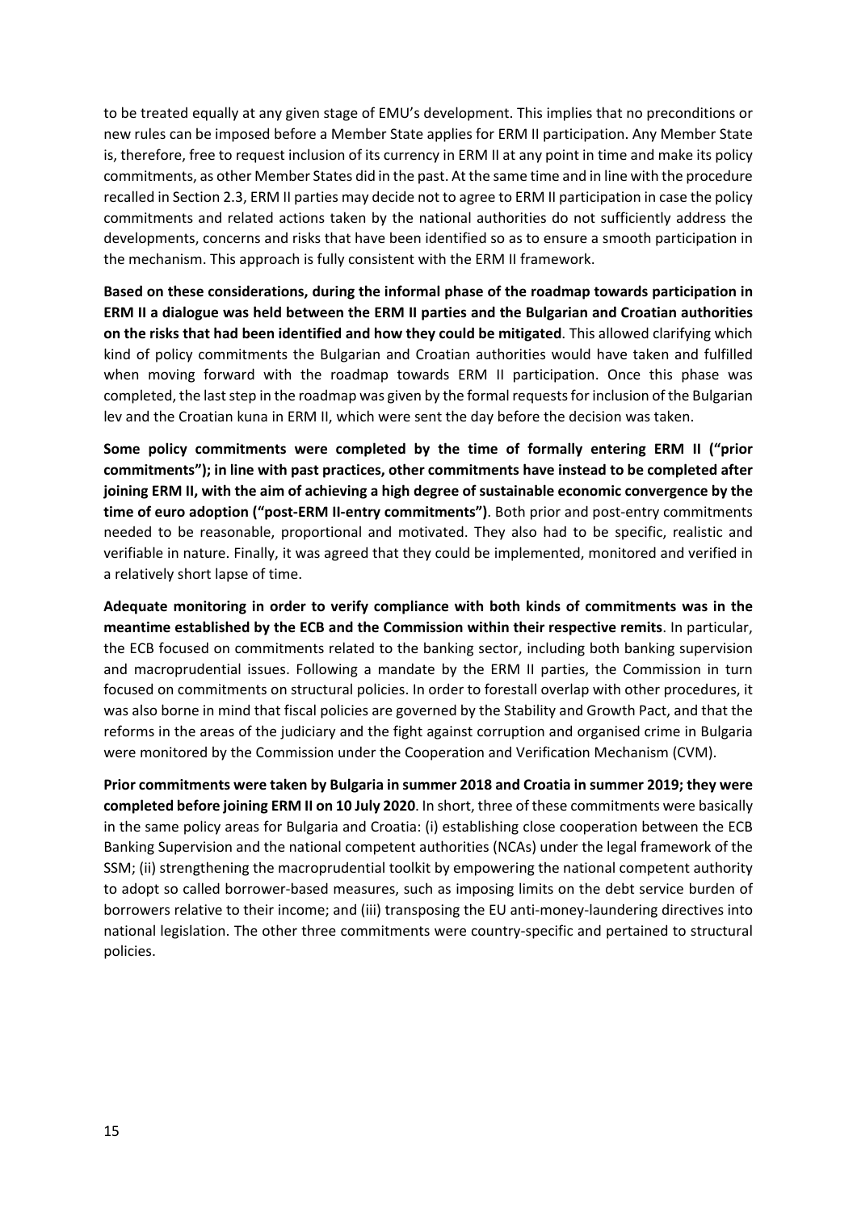to be treated equally at any given stage of EMU's development. This implies that no preconditions or new rules can be imposed before a Member State applies for ERM II participation. Any Member State is, therefore, free to request inclusion of its currency in ERM II at any point in time and make its policy commitments, as other Member States did in the past. At the same time and in line with the procedure recalled in Section 2.3, ERM II parties may decide not to agree to ERM II participation in case the policy commitments and related actions taken by the national authorities do not sufficiently address the developments, concerns and risks that have been identified so as to ensure a smooth participation in the mechanism. This approach is fully consistent with the ERM II framework.

**Based on these considerations, during the informal phase of the roadmap towards participation in ERM II a dialogue was held between the ERM II parties and the Bulgarian and Croatian authorities on the risks that had been identified and how they could be mitigated**. This allowed clarifying which kind of policy commitments the Bulgarian and Croatian authorities would have taken and fulfilled when moving forward with the roadmap towards ERM II participation. Once this phase was completed, the last step in the roadmap was given by the formal requests for inclusion of the Bulgarian lev and the Croatian kuna in ERM II, which were sent the day before the decision was taken.

**Some policy commitments were completed by the time of formally entering ERM II ("prior commitments"); in line with past practices, other commitments have instead to be completed after joining ERM II, with the aim of achieving a high degree of sustainable economic convergence by the time of euro adoption ("post-ERM II-entry commitments")**. Both prior and post-entry commitments needed to be reasonable, proportional and motivated. They also had to be specific, realistic and verifiable in nature. Finally, it was agreed that they could be implemented, monitored and verified in a relatively short lapse of time.

**Adequate monitoring in order to verify compliance with both kinds of commitments was in the meantime established by the ECB and the Commission within their respective remits**. In particular, the ECB focused on commitments related to the banking sector, including both banking supervision and macroprudential issues. Following a mandate by the ERM II parties, the Commission in turn focused on commitments on structural policies. In order to forestall overlap with other procedures, it was also borne in mind that fiscal policies are governed by the Stability and Growth Pact, and that the reforms in the areas of the judiciary and the fight against corruption and organised crime in Bulgaria were monitored by the Commission under the Cooperation and Verification Mechanism (CVM).

**Prior commitments were taken by Bulgaria in summer 2018 and Croatia in summer 2019; they were completed before joining ERM II on 10 July 2020**. In short, three of these commitments were basically in the same policy areas for Bulgaria and Croatia: (i) establishing close cooperation between the ECB Banking Supervision and the national competent authorities (NCAs) under the legal framework of the SSM; (ii) strengthening the macroprudential toolkit by empowering the national competent authority to adopt so called borrower-based measures, such as imposing limits on the debt service burden of borrowers relative to their income; and (iii) transposing the EU anti-money-laundering directives into national legislation. The other three commitments were country-specific and pertained to structural policies.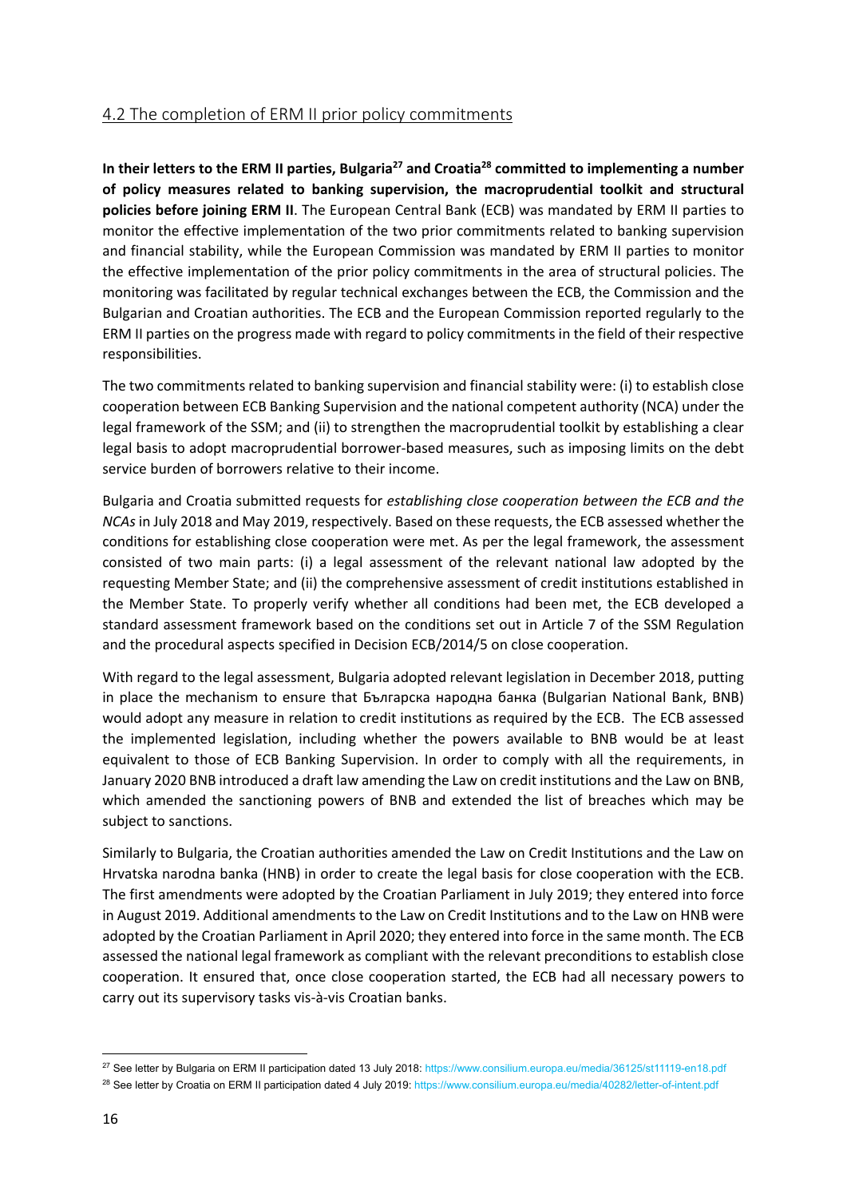## 4.2 The completion of ERM II prior policy commitments

**In their letters to the ERM II parties, Bulgaria[27] and Croatia[28] committed to implementing a number of policy measures related to banking supervision, the macroprudential toolkit and structural policies before joining ERM II**. The European Central Bank (ECB) was mandated by ERM II parties to monitor the effective implementation of the two prior commitments related to banking supervision and financial stability, while the European Commission was mandated by ERM II parties to monitor the effective implementation of the prior policy commitments in the area of structural policies. The monitoring was facilitated by regular technical exchanges between the ECB, the Commission and the Bulgarian and Croatian authorities. The ECB and the European Commission reported regularly to the ERM II parties on the progress made with regard to policy commitments in the field of their respective responsibilities.

The two commitments related to banking supervision and financial stability were: (i) to establish close cooperation between ECB Banking Supervision and the national competent authority (NCA) under the legal framework of the SSM; and (ii) to strengthen the macroprudential toolkit by establishing a clear legal basis to adopt macroprudential borrower-based measures, such as imposing limits on the debt service burden of borrowers relative to their income.

Bulgaria and Croatia submitted requests for *establishing close cooperation between the ECB and the NCAs* in July 2018 and May 2019, respectively. Based on these requests, the ECB assessed whether the conditions for establishing close cooperation were met. As per the legal framework, the assessment consisted of two main parts: (i) a legal assessment of the relevant national law adopted by the requesting Member State; and (ii) the comprehensive assessment of credit institutions established in the Member State. To properly verify whether all conditions had been met, the ECB developed a standard assessment framework based on the conditions set out in Article 7 of the SSM Regulation and the procedural aspects specified in Decision ECB/2014/5 on close cooperation.

With regard to the legal assessment, Bulgaria adopted relevant legislation in December 2018, putting in place the mechanism to ensure that Българска народна банка (Bulgarian National Bank, BNB) would adopt any measure in relation to credit institutions as required by the ECB. The ECB assessed the implemented legislation, including whether the powers available to BNB would be at least equivalent to those of ECB Banking Supervision. In order to comply with all the requirements, in January 2020 BNB introduced a draft law amending the Law on credit institutions and the Law on BNB, which amended the sanctioning powers of BNB and extended the list of breaches which may be subject to sanctions.

Similarly to Bulgaria, the Croatian authorities amended the Law on Credit Institutions and the Law on Hrvatska narodna banka (HNB) in order to create the legal basis for close cooperation with the ECB. The first amendments were adopted by the Croatian Parliament in July 2019; they entered into force in August 2019. Additional amendments to the Law on Credit Institutions and to the Law on HNB were adopted by the Croatian Parliament in April 2020; they entered into force in the same month. The ECB assessed the national legal framework as compliant with the relevant preconditions to establish close cooperation. It ensured that, once close cooperation started, the ECB had all necessary powers to carry out its supervisory tasks vis-à-vis Croatian banks.

---

[27] See letter by Bulgaria on ERM II participation dated 13 July 2018: https://www.consilium.europa.eu/media/36125/st11119-en18.pdf

[28] See letter by Croatia on ERM II participation dated 4 July 2019: https://www.consilium.europa.eu/media/40282/letter-of-intent.pdf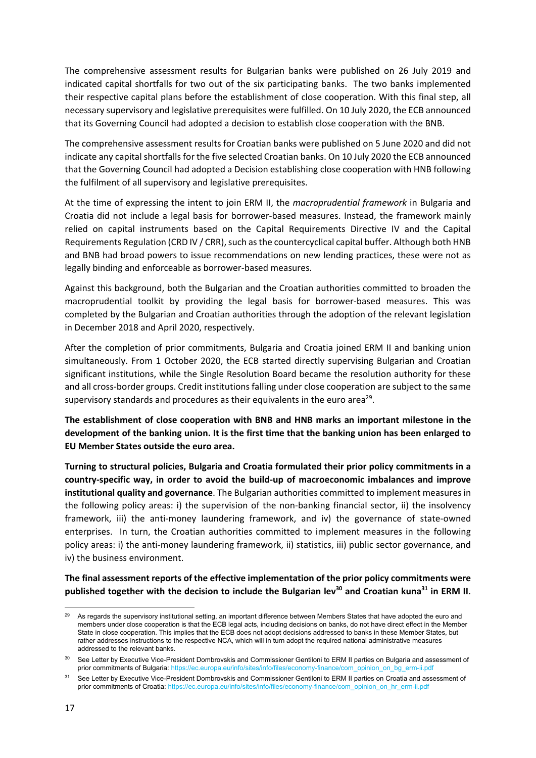The comprehensive assessment results for Bulgarian banks were published on 26 July 2019 and indicated capital shortfalls for two out of the six participating banks. The two banks implemented their respective capital plans before the establishment of close cooperation. With this final step, all necessary supervisory and legislative prerequisites were fulfilled. On 10 July 2020, the ECB announced that its Governing Council had adopted a decision to establish close cooperation with the BNB.

The comprehensive assessment results for Croatian banks were published on 5 June 2020 and did not indicate any capital shortfalls for the five selected Croatian banks. On 10 July 2020 the ECB announced that the Governing Council had adopted a Decision establishing close cooperation with HNB following the fulfilment of all supervisory and legislative prerequisites.

At the time of expressing the intent to join ERM II, the *macroprudential framework* in Bulgaria and Croatia did not include a legal basis for borrower-based measures. Instead, the framework mainly relied on capital instruments based on the Capital Requirements Directive IV and the Capital Requirements Regulation (CRD IV / CRR), such as the countercyclical capital buffer. Although both HNB and BNB had broad powers to issue recommendations on new lending practices, these were not as legally binding and enforceable as borrower-based measures.

Against this background, both the Bulgarian and the Croatian authorities committed to broaden the macroprudential toolkit by providing the legal basis for borrower-based measures. This was completed by the Bulgarian and Croatian authorities through the adoption of the relevant legislation in December 2018 and April 2020, respectively.

After the completion of prior commitments, Bulgaria and Croatia joined ERM II and banking union simultaneously. From 1 October 2020, the ECB started directly supervising Bulgarian and Croatian significant institutions, while the Single Resolution Board became the resolution authority for these and all cross-border groups. Credit institutions falling under close cooperation are subject to the same supervisory standards and procedures as their equivalents in the euro area[29].

**The establishment of close cooperation with BNB and HNB marks an important milestone in the development of the banking union. It is the first time that the banking union has been enlarged to EU Member States outside the euro area.**

**Turning to structural policies, Bulgaria and Croatia formulated their prior policy commitments in a country-specific way, in order to avoid the build-up of macroeconomic imbalances and improve institutional quality and governance**. The Bulgarian authorities committed to implement measures in the following policy areas: i) the supervision of the non-banking financial sector, ii) the insolvency framework, iii) the anti-money laundering framework, and iv) the governance of state-owned enterprises. In turn, the Croatian authorities committed to implement measures in the following policy areas: i) the anti-money laundering framework, ii) statistics, iii) public sector governance, and iv) the business environment.

**The final assessment reports of the effective implementation of the prior policy commitments were published together with the decision to include the Bulgarian lev[30] and Croatian kuna[31] in ERM II**.

---

[29] As regards the supervisory institutional setting, an important difference between Members States that have adopted the euro and members under close cooperation is that the ECB legal acts, including decisions on banks, do not have direct effect in the Member State in close cooperation. This implies that the ECB does not adopt decisions addressed to banks in these Member States, but rather addresses instructions to the respective NCA, which will in turn adopt the required national administrative measures addressed to the relevant banks.

[30] See Letter by Executive Vice-President Dombrovskis and Commissioner Gentiloni to ERM II parties on Bulgaria and assessment of prior commitments of Bulgaria: https://ec.europa.eu/info/sites/info/files/economy-finance/com_opinion_on_bg_erm-ii.pdf

[31] See Letter by Executive Vice-President Dombrovskis and Commissioner Gentiloni to ERM II parties on Croatia and assessment of prior commitments of Croatia: https://ec.europa.eu/info/sites/info/files/economy-finance/com_opinion_on_hr_erm-ii.pdf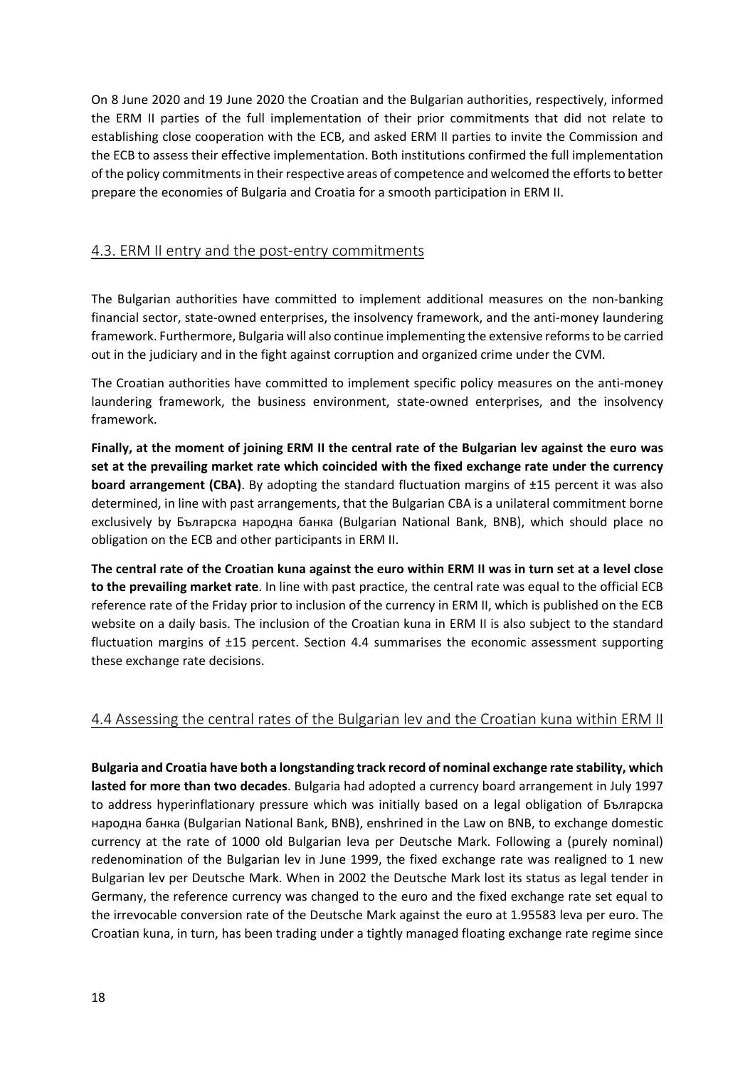On 8 June 2020 and 19 June 2020 the Croatian and the Bulgarian authorities, respectively, informed the ERM II parties of the full implementation of their prior commitments that did not relate to establishing close cooperation with the ECB, and asked ERM II parties to invite the Commission and the ECB to assess their effective implementation. Both institutions confirmed the full implementation of the policy commitments in their respective areas of competence and welcomed the efforts to better prepare the economies of Bulgaria and Croatia for a smooth participation in ERM II.

## 4.3. ERM II entry and the post-entry commitments

The Bulgarian authorities have committed to implement additional measures on the non-banking financial sector, state-owned enterprises, the insolvency framework, and the anti-money laundering framework. Furthermore, Bulgaria will also continue implementing the extensive reforms to be carried out in the judiciary and in the fight against corruption and organized crime under the CVM.

The Croatian authorities have committed to implement specific policy measures on the anti-money laundering framework, the business environment, state-owned enterprises, and the insolvency framework.

**Finally, at the moment of joining ERM II the central rate of the Bulgarian lev against the euro was set at the prevailing market rate which coincided with the fixed exchange rate under the currency board arrangement (CBA)**. By adopting the standard fluctuation margins of ±15 percent it was also determined, in line with past arrangements, that the Bulgarian CBA is a unilateral commitment borne exclusively by Българска народна банка (Bulgarian National Bank, BNB), which should place no obligation on the ECB and other participants in ERM II.

**The central rate of the Croatian kuna against the euro within ERM II was in turn set at a level close to the prevailing market rate**. In line with past practice, the central rate was equal to the official ECB reference rate of the Friday prior to inclusion of the currency in ERM II, which is published on the ECB website on a daily basis. The inclusion of the Croatian kuna in ERM II is also subject to the standard fluctuation margins of ±15 percent. Section 4.4 summarises the economic assessment supporting these exchange rate decisions.

## 4.4 Assessing the central rates of the Bulgarian lev and the Croatian kuna within ERM II

**Bulgaria and Croatia have both a longstanding track record of nominal exchange rate stability, which lasted for more than two decades**. Bulgaria had adopted a currency board arrangement in July 1997 to address hyperinflationary pressure which was initially based on a legal obligation of Българска народна банка (Bulgarian National Bank, BNB), enshrined in the Law on BNB, to exchange domestic currency at the rate of 1000 old Bulgarian leva per Deutsche Mark. Following a (purely nominal) redenomination of the Bulgarian lev in June 1999, the fixed exchange rate was realigned to 1 new Bulgarian lev per Deutsche Mark. When in 2002 the Deutsche Mark lost its status as legal tender in Germany, the reference currency was changed to the euro and the fixed exchange rate set equal to the irrevocable conversion rate of the Deutsche Mark against the euro at 1.95583 leva per euro. The Croatian kuna, in turn, has been trading under a tightly managed floating exchange rate regime since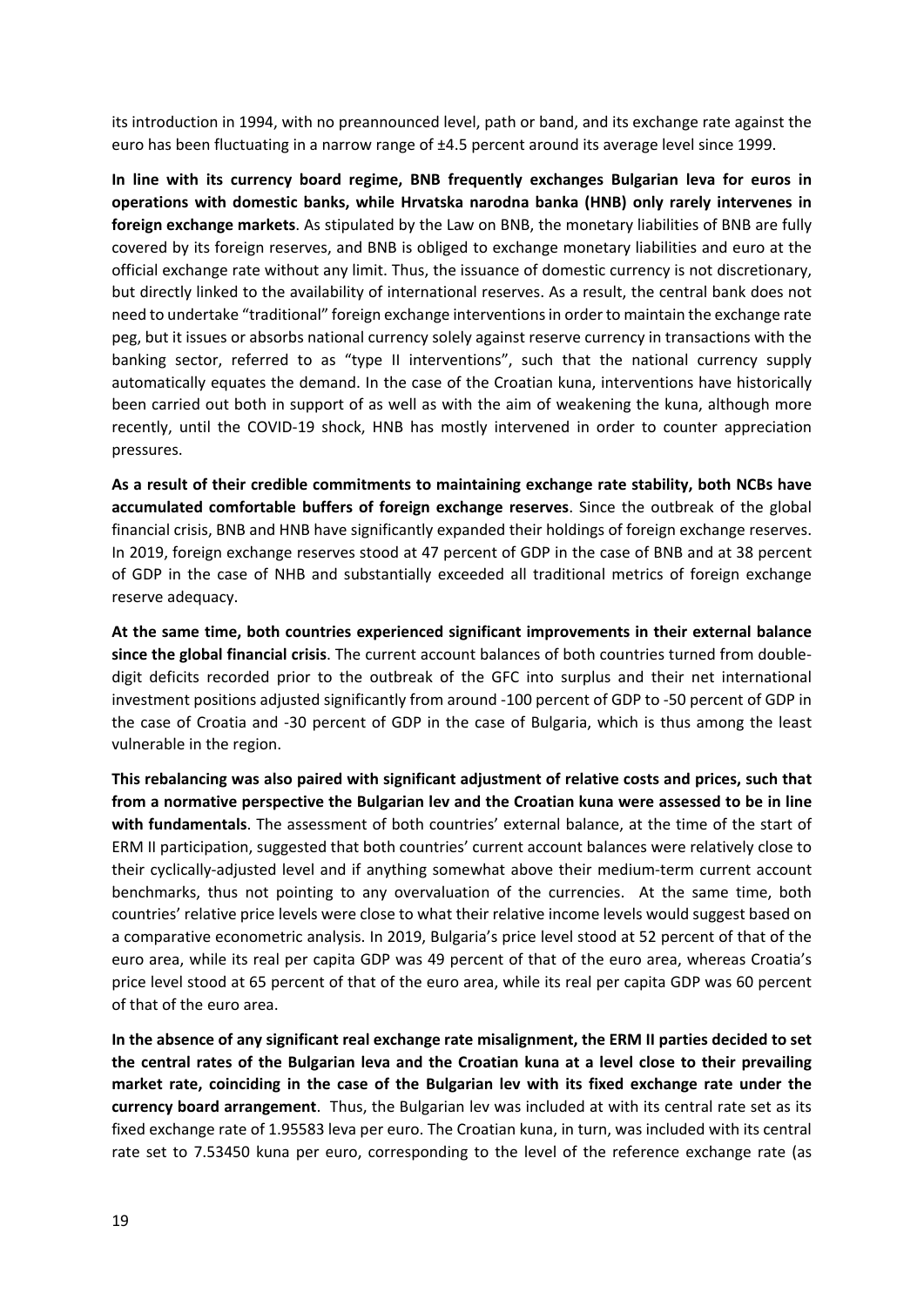its introduction in 1994, with no preannounced level, path or band, and its exchange rate against the euro has been fluctuating in a narrow range of ±4.5 percent around its average level since 1999.

**In line with its currency board regime, BNB frequently exchanges Bulgarian leva for euros in operations with domestic banks, while Hrvatska narodna banka (HNB) only rarely intervenes in foreign exchange markets**. As stipulated by the Law on BNB, the monetary liabilities of BNB are fully covered by its foreign reserves, and BNB is obliged to exchange monetary liabilities and euro at the official exchange rate without any limit. Thus, the issuance of domestic currency is not discretionary, but directly linked to the availability of international reserves. As a result, the central bank does not need to undertake "traditional" foreign exchange interventions in order to maintain the exchange rate peg, but it issues or absorbs national currency solely against reserve currency in transactions with the banking sector, referred to as "type II interventions", such that the national currency supply automatically equates the demand. In the case of the Croatian kuna, interventions have historically been carried out both in support of as well as with the aim of weakening the kuna, although more recently, until the COVID-19 shock, HNB has mostly intervened in order to counter appreciation pressures.

**As a result of their credible commitments to maintaining exchange rate stability, both NCBs have accumulated comfortable buffers of foreign exchange reserves**. Since the outbreak of the global financial crisis, BNB and HNB have significantly expanded their holdings of foreign exchange reserves. In 2019, foreign exchange reserves stood at 47 percent of GDP in the case of BNB and at 38 percent of GDP in the case of NHB and substantially exceeded all traditional metrics of foreign exchange reserve adequacy.

**At the same time, both countries experienced significant improvements in their external balance since the global financial crisis**. The current account balances of both countries turned from double-digit deficits recorded prior to the outbreak of the GFC into surplus and their net international investment positions adjusted significantly from around -100 percent of GDP to -50 percent of GDP in the case of Croatia and -30 percent of GDP in the case of Bulgaria, which is thus among the least vulnerable in the region.

**This rebalancing was also paired with significant adjustment of relative costs and prices, such that from a normative perspective the Bulgarian lev and the Croatian kuna were assessed to be in line with fundamentals**. The assessment of both countries' external balance, at the time of the start of ERM II participation, suggested that both countries' current account balances were relatively close to their cyclically-adjusted level and if anything somewhat above their medium-term current account benchmarks, thus not pointing to any overvaluation of the currencies. At the same time, both countries' relative price levels were close to what their relative income levels would suggest based on a comparative econometric analysis. In 2019, Bulgaria's price level stood at 52 percent of that of the euro area, while its real per capita GDP was 49 percent of that of the euro area, whereas Croatia's price level stood at 65 percent of that of the euro area, while its real per capita GDP was 60 percent of that of the euro area.

**In the absence of any significant real exchange rate misalignment, the ERM II parties decided to set the central rates of the Bulgarian leva and the Croatian kuna at a level close to their prevailing market rate, coinciding in the case of the Bulgarian lev with its fixed exchange rate under the currency board arrangement**. Thus, the Bulgarian lev was included at with its central rate set as its fixed exchange rate of 1.95583 leva per euro. The Croatian kuna, in turn, was included with its central rate set to 7.53450 kuna per euro, corresponding to the level of the reference exchange rate (as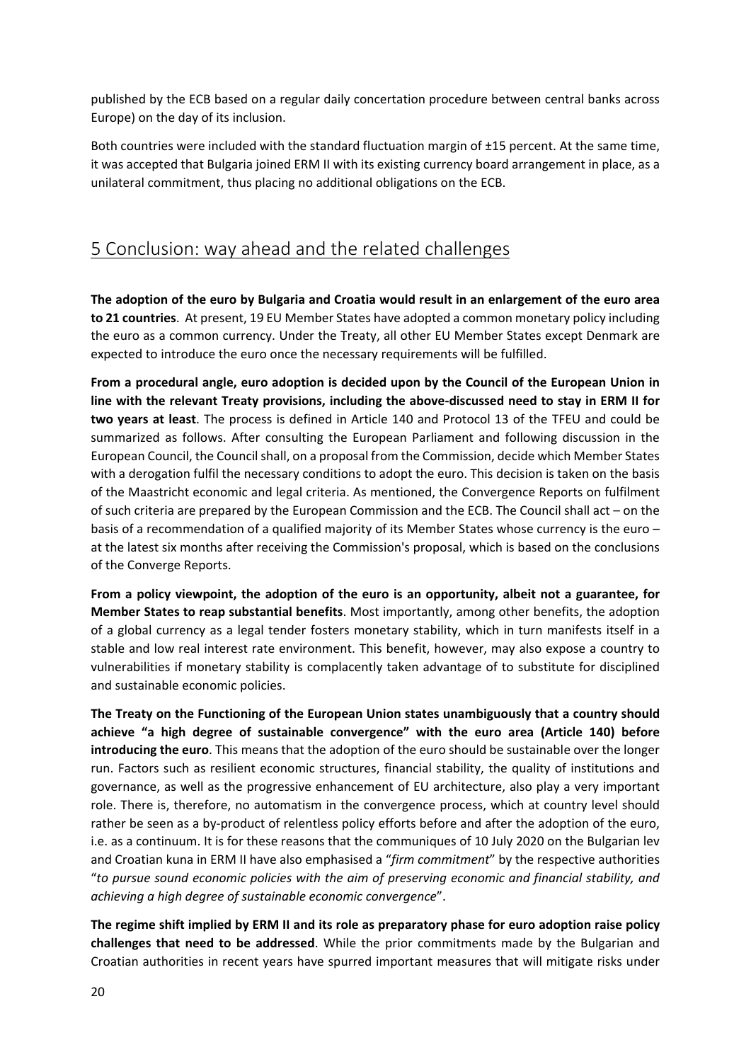published by the ECB based on a regular daily concertation procedure between central banks across Europe) on the day of its inclusion.

Both countries were included with the standard fluctuation margin of ±15 percent. At the same time, it was accepted that Bulgaria joined ERM II with its existing currency board arrangement in place, as a unilateral commitment, thus placing no additional obligations on the ECB.

## 5 Conclusion: way ahead and the related challenges

**The adoption of the euro by Bulgaria and Croatia would result in an enlargement of the euro area to 21 countries**. At present, 19 EU Member States have adopted a common monetary policy including the euro as a common currency. Under the Treaty, all other EU Member States except Denmark are expected to introduce the euro once the necessary requirements will be fulfilled.

**From a procedural angle, euro adoption is decided upon by the Council of the European Union in line with the relevant Treaty provisions, including the above-discussed need to stay in ERM II for two years at least**. The process is defined in Article 140 and Protocol 13 of the TFEU and could be summarized as follows. After consulting the European Parliament and following discussion in the European Council, the Council shall, on a proposal from the Commission, decide which Member States with a derogation fulfil the necessary conditions to adopt the euro. This decision is taken on the basis of the Maastricht economic and legal criteria. As mentioned, the Convergence Reports on fulfilment of such criteria are prepared by the European Commission and the ECB. The Council shall act – on the basis of a recommendation of a qualified majority of its Member States whose currency is the euro – at the latest six months after receiving the Commission's proposal, which is based on the conclusions of the Converge Reports.

**From a policy viewpoint, the adoption of the euro is an opportunity, albeit not a guarantee, for Member States to reap substantial benefits**. Most importantly, among other benefits, the adoption of a global currency as a legal tender fosters monetary stability, which in turn manifests itself in a stable and low real interest rate environment. This benefit, however, may also expose a country to vulnerabilities if monetary stability is complacently taken advantage of to substitute for disciplined and sustainable economic policies.

**The Treaty on the Functioning of the European Union states unambiguously that a country should achieve "a high degree of sustainable convergence" with the euro area (Article 140) before introducing the euro**. This means that the adoption of the euro should be sustainable over the longer run. Factors such as resilient economic structures, financial stability, the quality of institutions and governance, as well as the progressive enhancement of EU architecture, also play a very important role. There is, therefore, no automatism in the convergence process, which at country level should rather be seen as a by-product of relentless policy efforts before and after the adoption of the euro, i.e. as a continuum. It is for these reasons that the communiques of 10 July 2020 on the Bulgarian lev and Croatian kuna in ERM II have also emphasised a "*firm commitment*" by the respective authorities "*to pursue sound economic policies with the aim of preserving economic and financial stability, and achieving a high degree of sustainable economic convergence*".

**The regime shift implied by ERM II and its role as preparatory phase for euro adoption raise policy challenges that need to be addressed**. While the prior commitments made by the Bulgarian and Croatian authorities in recent years have spurred important measures that will mitigate risks under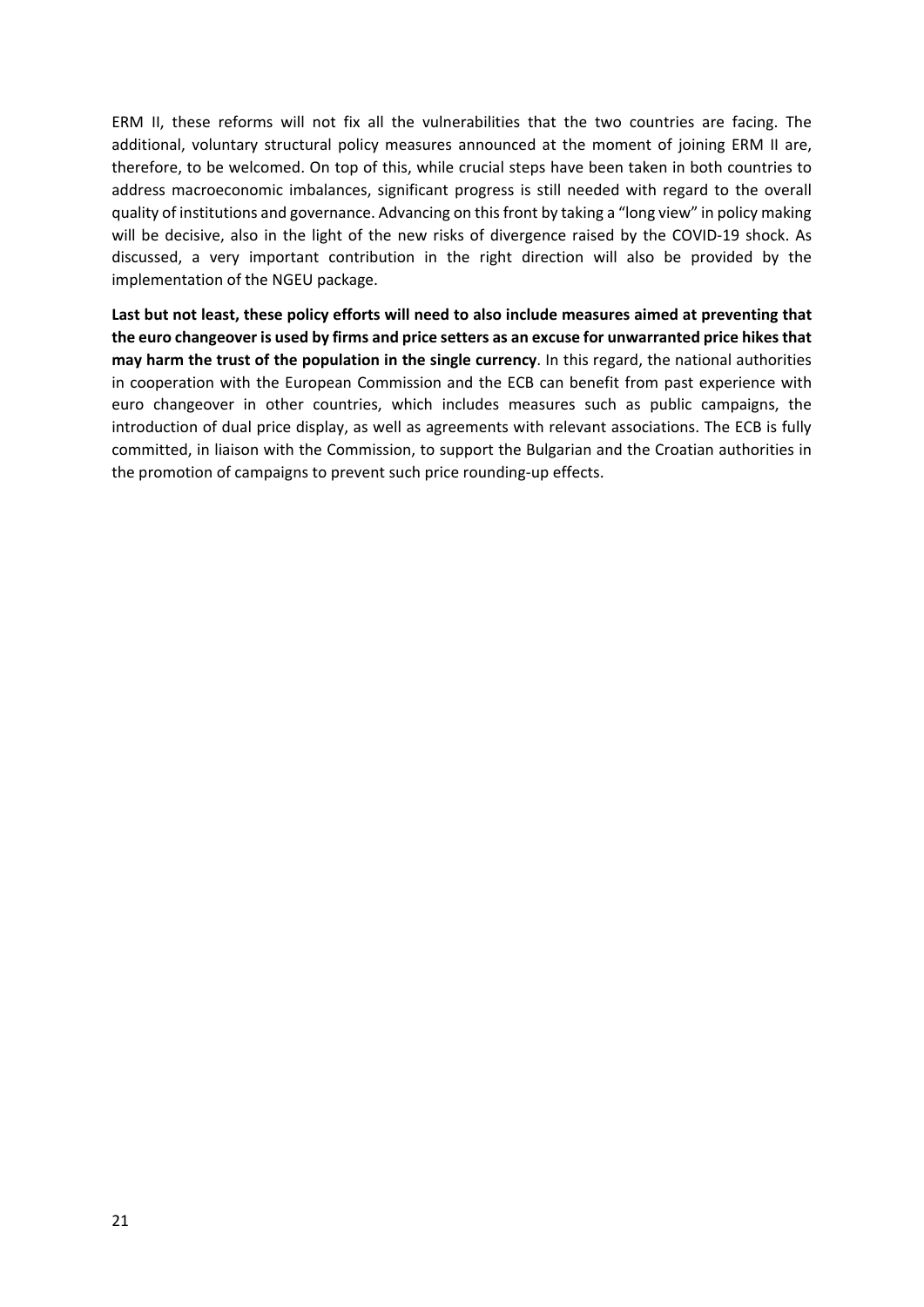ERM II, these reforms will not fix all the vulnerabilities that the two countries are facing. The additional, voluntary structural policy measures announced at the moment of joining ERM II are, therefore, to be welcomed. On top of this, while crucial steps have been taken in both countries to address macroeconomic imbalances, significant progress is still needed with regard to the overall quality of institutions and governance. Advancing on this front by taking a "long view" in policy making will be decisive, also in the light of the new risks of divergence raised by the COVID-19 shock. As discussed, a very important contribution in the right direction will also be provided by the implementation of the NGEU package.

**Last but not least, these policy efforts will need to also include measures aimed at preventing that the euro changeover is used by firms and price setters as an excuse for unwarranted price hikes that may harm the trust of the population in the single currency**. In this regard, the national authorities in cooperation with the European Commission and the ECB can benefit from past experience with euro changeover in other countries, which includes measures such as public campaigns, the introduction of dual price display, as well as agreements with relevant associations. The ECB is fully committed, in liaison with the Commission, to support the Bulgarian and the Croatian authorities in the promotion of campaigns to prevent such price rounding-up effects.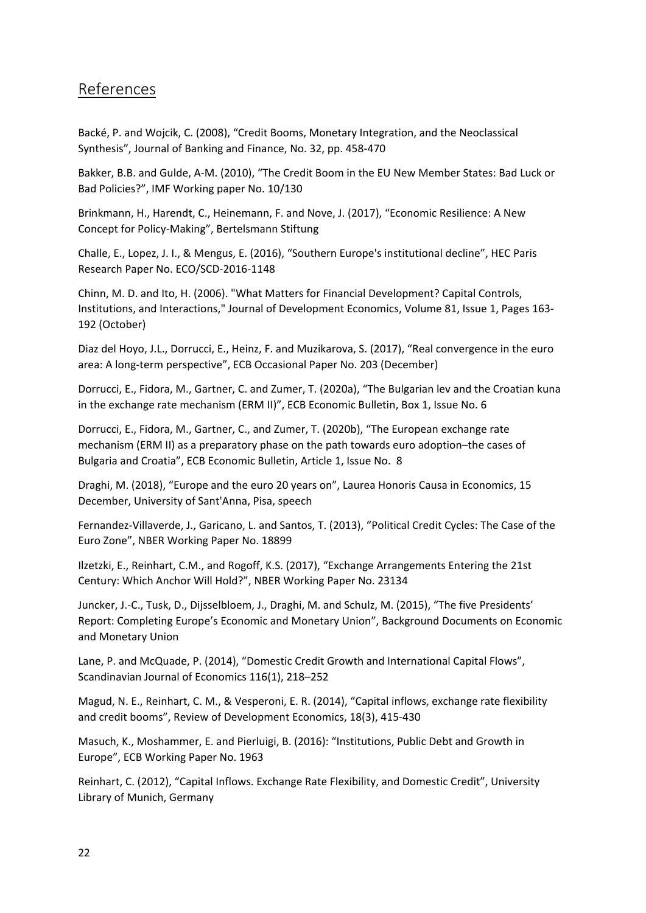## References

Backé, P. and Wojcik, C. (2008), "Credit Booms, Monetary Integration, and the Neoclassical Synthesis", Journal of Banking and Finance, No. 32, pp. 458-470

Bakker, B.B. and Gulde, A-M. (2010), "The Credit Boom in the EU New Member States: Bad Luck or Bad Policies?", IMF Working paper No. 10/130

Brinkmann, H., Harendt, C., Heinemann, F. and Nove, J. (2017), "Economic Resilience: A New Concept for Policy-Making", Bertelsmann Stiftung

Challe, E., Lopez, J. I., & Mengus, E. (2016), "Southern Europe's institutional decline", HEC Paris Research Paper No. ECO/SCD-2016-1148

Chinn, M. D. and Ito, H. (2006). "What Matters for Financial Development? Capital Controls, Institutions, and Interactions," Journal of Development Economics, Volume 81, Issue 1, Pages 163-192 (October)

Diaz del Hoyo, J.L., Dorrucci, E., Heinz, F. and Muzikarova, S. (2017), "Real convergence in the euro area: A long-term perspective", ECB Occasional Paper No. 203 (December)

Dorrucci, E., Fidora, M., Gartner, C. and Zumer, T. (2020a), "The Bulgarian lev and the Croatian kuna in the exchange rate mechanism (ERM II)", ECB Economic Bulletin, Box 1, Issue No. 6

Dorrucci, E., Fidora, M., Gartner, C., and Zumer, T. (2020b), "The European exchange rate mechanism (ERM II) as a preparatory phase on the path towards euro adoption–the cases of Bulgaria and Croatia", ECB Economic Bulletin, Article 1, Issue No. 8

Draghi, M. (2018), "Europe and the euro 20 years on", Laurea Honoris Causa in Economics, 15 December, University of Sant'Anna, Pisa, speech

Fernandez-Villaverde, J., Garicano, L. and Santos, T. (2013), "Political Credit Cycles: The Case of the Euro Zone", NBER Working Paper No. 18899

Ilzetzki, E., Reinhart, C.M., and Rogoff, K.S. (2017), "Exchange Arrangements Entering the 21st Century: Which Anchor Will Hold?", NBER Working Paper No. 23134

Juncker, J.-C., Tusk, D., Dijsselbloem, J., Draghi, M. and Schulz, M. (2015), "The five Presidents' Report: Completing Europe's Economic and Monetary Union", Background Documents on Economic and Monetary Union

Lane, P. and McQuade, P. (2014), "Domestic Credit Growth and International Capital Flows", Scandinavian Journal of Economics 116(1), 218–252

Magud, N. E., Reinhart, C. M., & Vesperoni, E. R. (2014), "Capital inflows, exchange rate flexibility and credit booms", Review of Development Economics, 18(3), 415-430

Masuch, K., Moshammer, E. and Pierluigi, B. (2016): "Institutions, Public Debt and Growth in Europe", ECB Working Paper No. 1963

Reinhart, C. (2012), "Capital Inflows. Exchange Rate Flexibility, and Domestic Credit", University Library of Munich, Germany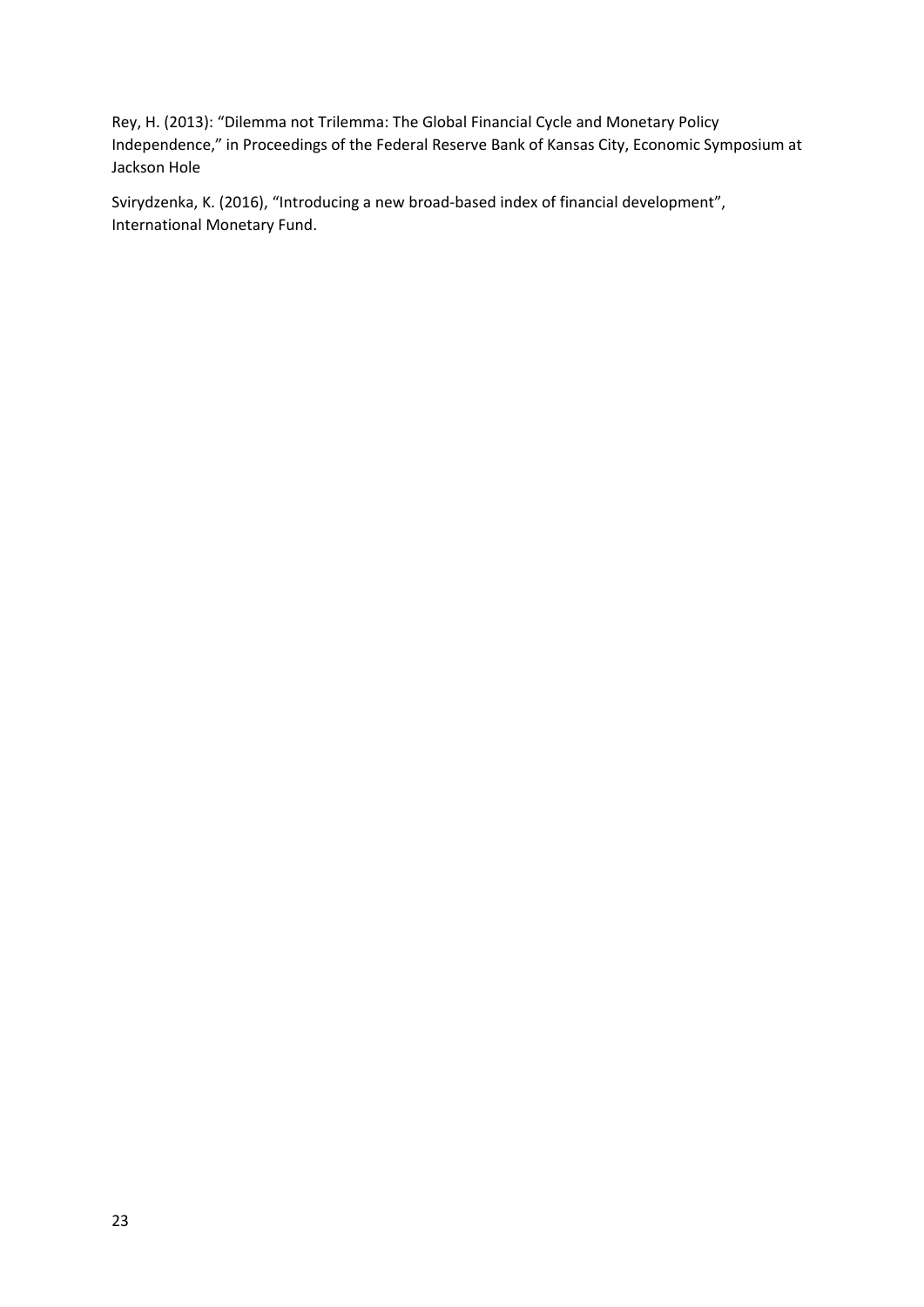Rey, H. (2013): "Dilemma not Trilemma: The Global Financial Cycle and Monetary Policy Independence," in Proceedings of the Federal Reserve Bank of Kansas City, Economic Symposium at Jackson Hole

Svirydzenka, K. (2016), "Introducing a new broad-based index of financial development", International Monetary Fund.